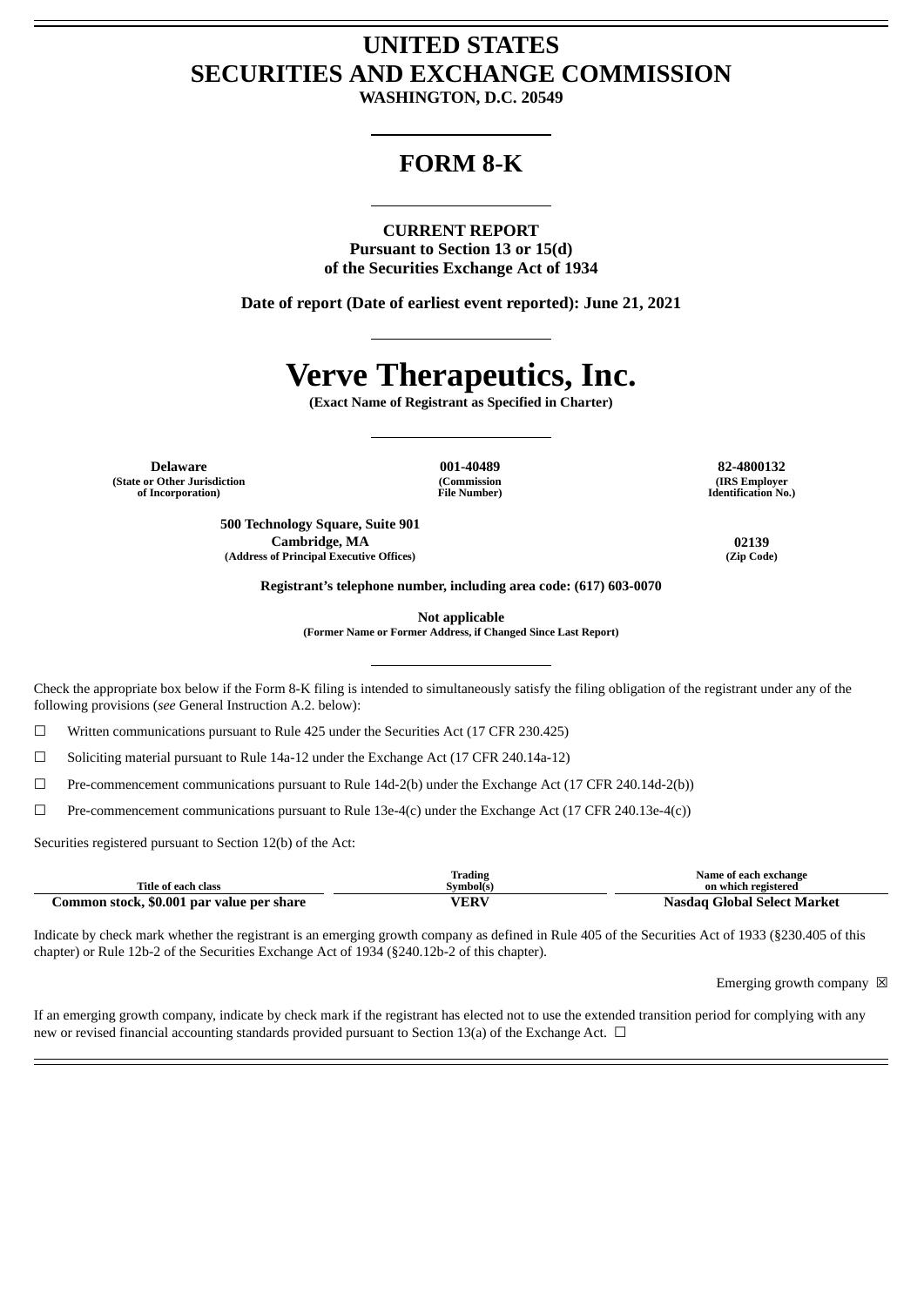# UNITED STATES
# SECURITIES AND EXCHANGE COMMISSION

**WASHINGTON, D.C. 20549**

## FORM 8-K

**CURRENT REPORT**
**Pursuant to Section 13 or 15(d)**
**of the Securities Exchange Act of 1934**

**Date of report (Date of earliest event reported): June 21, 2021**

# Verve Therapeutics, Inc.

**(Exact Name of Registrant as Specified in Charter)**

| **Delaware** | **001-40489** | **82-4800132** |
|---|---|---|
| **(State or Other Jurisdiction of Incorporation)** | **(Commission File Number)** | **(IRS Employer Identification No.)** |

| **500 Technology Square, Suite 901** **Cambridge, MA** | **02139** |
|---|---|
| **(Address of Principal Executive Offices)** | **(Zip Code)** |

**Registrant's telephone number, including area code: (617) 603-0070**

**Not applicable**
**(Former Name or Former Address, if Changed Since Last Report)**

Check the appropriate box below if the Form 8-K filing is intended to simultaneously satisfy the filing obligation of the registrant under any of the following provisions (*see* General Instruction A.2. below):

☐ Written communications pursuant to Rule 425 under the Securities Act (17 CFR 230.425)

☐ Soliciting material pursuant to Rule 14a-12 under the Exchange Act (17 CFR 240.14a-12)

☐ Pre-commencement communications pursuant to Rule 14d-2(b) under the Exchange Act (17 CFR 240.14d-2(b))

☐ Pre-commencement communications pursuant to Rule 13e-4(c) under the Exchange Act (17 CFR 240.13e-4(c))

Securities registered pursuant to Section 12(b) of the Act:

| Title of each class | Trading Symbol(s) | Name of each exchange on which registered |
|---|---|---|
| **Common stock, $0.001 par value per share** | **VERV** | **Nasdaq Global Select Market** |

Indicate by check mark whether the registrant is an emerging growth company as defined in Rule 405 of the Securities Act of 1933 (§230.405 of this chapter) or Rule 12b-2 of the Securities Exchange Act of 1934 (§240.12b-2 of this chapter).

Emerging growth company ☒

If an emerging growth company, indicate by check mark if the registrant has elected not to use the extended transition period for complying with any new or revised financial accounting standards provided pursuant to Section 13(a) of the Exchange Act. ☐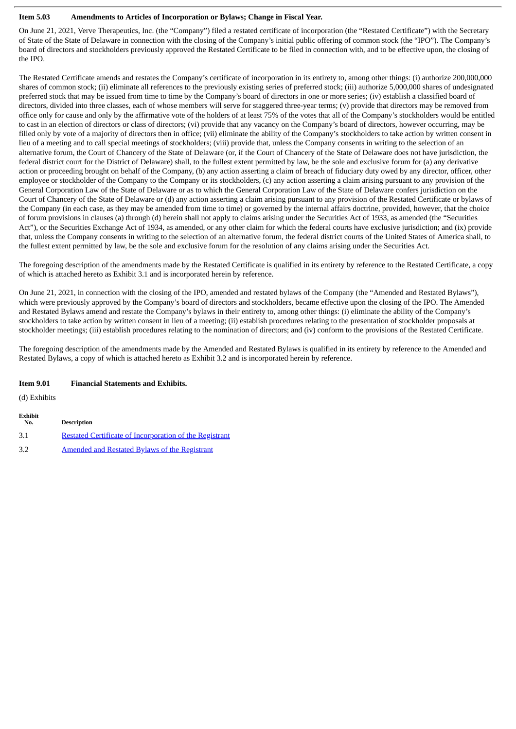**Item 5.03 Amendments to Articles of Incorporation or Bylaws; Change in Fiscal Year.**

On June 21, 2021, Verve Therapeutics, Inc. (the "Company") filed a restated certificate of incorporation (the "Restated Certificate") with the Secretary of State of the State of Delaware in connection with the closing of the Company's initial public offering of common stock (the "IPO"). The Company's board of directors and stockholders previously approved the Restated Certificate to be filed in connection with, and to be effective upon, the closing of the IPO.

The Restated Certificate amends and restates the Company's certificate of incorporation in its entirety to, among other things: (i) authorize 200,000,000 shares of common stock; (ii) eliminate all references to the previously existing series of preferred stock; (iii) authorize 5,000,000 shares of undesignated preferred stock that may be issued from time to time by the Company's board of directors in one or more series; (iv) establish a classified board of directors, divided into three classes, each of whose members will serve for staggered three-year terms; (v) provide that directors may be removed from office only for cause and only by the affirmative vote of the holders of at least 75% of the votes that all of the Company's stockholders would be entitled to cast in an election of directors or class of directors; (vi) provide that any vacancy on the Company's board of directors, however occurring, may be filled only by vote of a majority of directors then in office; (vii) eliminate the ability of the Company's stockholders to take action by written consent in lieu of a meeting and to call special meetings of stockholders; (viii) provide that, unless the Company consents in writing to the selection of an alternative forum, the Court of Chancery of the State of Delaware (or, if the Court of Chancery of the State of Delaware does not have jurisdiction, the federal district court for the District of Delaware) shall, to the fullest extent permitted by law, be the sole and exclusive forum for (a) any derivative action or proceeding brought on behalf of the Company, (b) any action asserting a claim of breach of fiduciary duty owed by any director, officer, other employee or stockholder of the Company to the Company or its stockholders, (c) any action asserting a claim arising pursuant to any provision of the General Corporation Law of the State of Delaware or as to which the General Corporation Law of the State of Delaware confers jurisdiction on the Court of Chancery of the State of Delaware or (d) any action asserting a claim arising pursuant to any provision of the Restated Certificate or bylaws of the Company (in each case, as they may be amended from time to time) or governed by the internal affairs doctrine, provided, however, that the choice of forum provisions in clauses (a) through (d) herein shall not apply to claims arising under the Securities Act of 1933, as amended (the "Securities Act"), or the Securities Exchange Act of 1934, as amended, or any other claim for which the federal courts have exclusive jurisdiction; and (ix) provide that, unless the Company consents in writing to the selection of an alternative forum, the federal district courts of the United States of America shall, to the fullest extent permitted by law, be the sole and exclusive forum for the resolution of any claims arising under the Securities Act.

The foregoing description of the amendments made by the Restated Certificate is qualified in its entirety by reference to the Restated Certificate, a copy of which is attached hereto as Exhibit 3.1 and is incorporated herein by reference.

On June 21, 2021, in connection with the closing of the IPO, amended and restated bylaws of the Company (the "Amended and Restated Bylaws"), which were previously approved by the Company's board of directors and stockholders, became effective upon the closing of the IPO. The Amended and Restated Bylaws amend and restate the Company's bylaws in their entirety to, among other things: (i) eliminate the ability of the Company's stockholders to take action by written consent in lieu of a meeting; (ii) establish procedures relating to the presentation of stockholder proposals at stockholder meetings; (iii) establish procedures relating to the nomination of directors; and (iv) conform to the provisions of the Restated Certificate.

The foregoing description of the amendments made by the Amended and Restated Bylaws is qualified in its entirety by reference to the Amended and Restated Bylaws, a copy of which is attached hereto as Exhibit 3.2 and is incorporated herein by reference.

**Item 9.01 Financial Statements and Exhibits.**

(d) Exhibits

| Exhibit No. | Description |
|---|---|
| 3.1 | Restated Certificate of Incorporation of the Registrant |
| 3.2 | Amended and Restated Bylaws of the Registrant |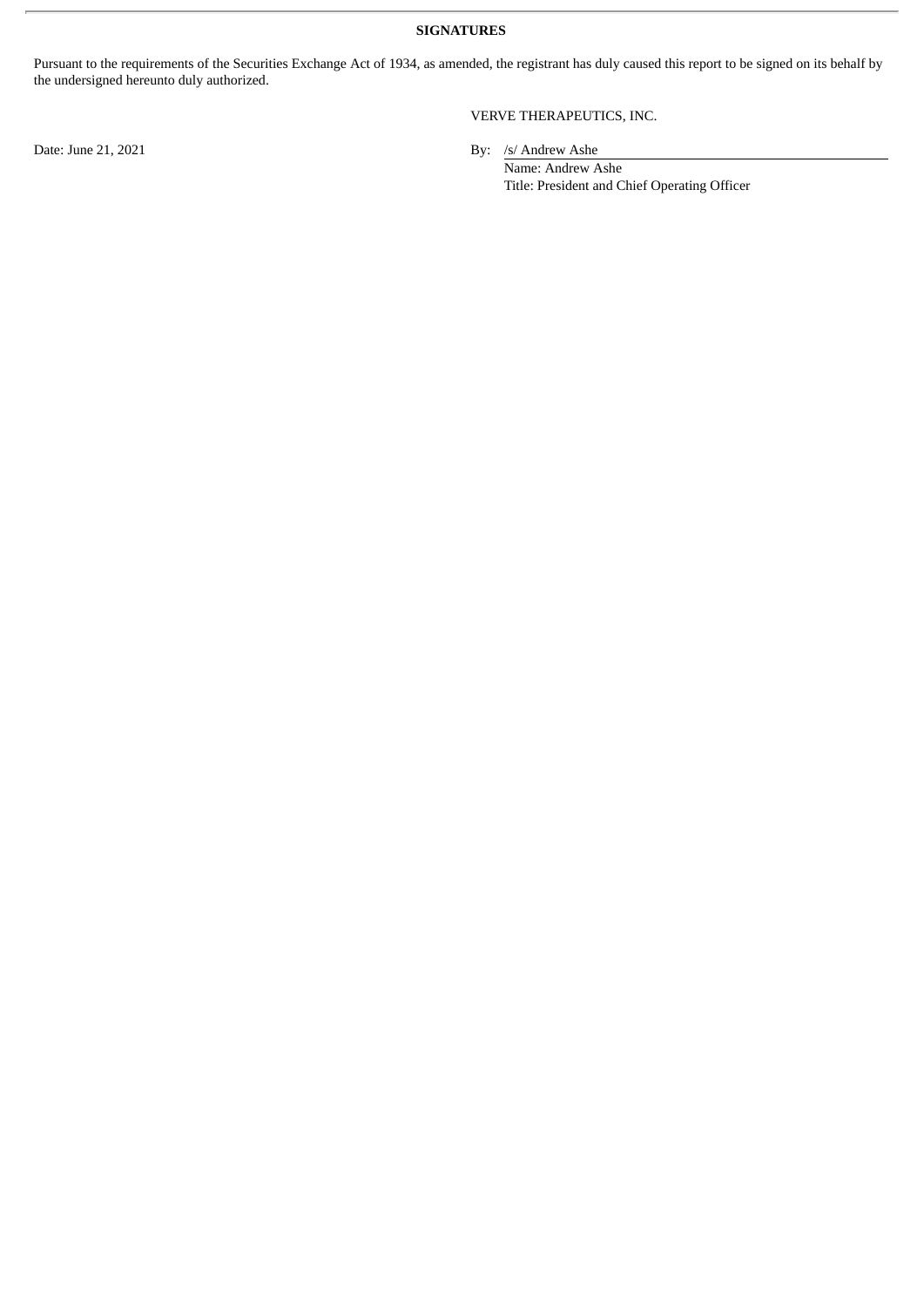**SIGNATURES**

Pursuant to the requirements of the Securities Exchange Act of 1934, as amended, the registrant has duly caused this report to be signed on its behalf by the undersigned hereunto duly authorized.

VERVE THERAPEUTICS, INC.

Date: June 21, 2021

By: /s/ Andrew Ashe
Name: Andrew Ashe
Title: President and Chief Operating Officer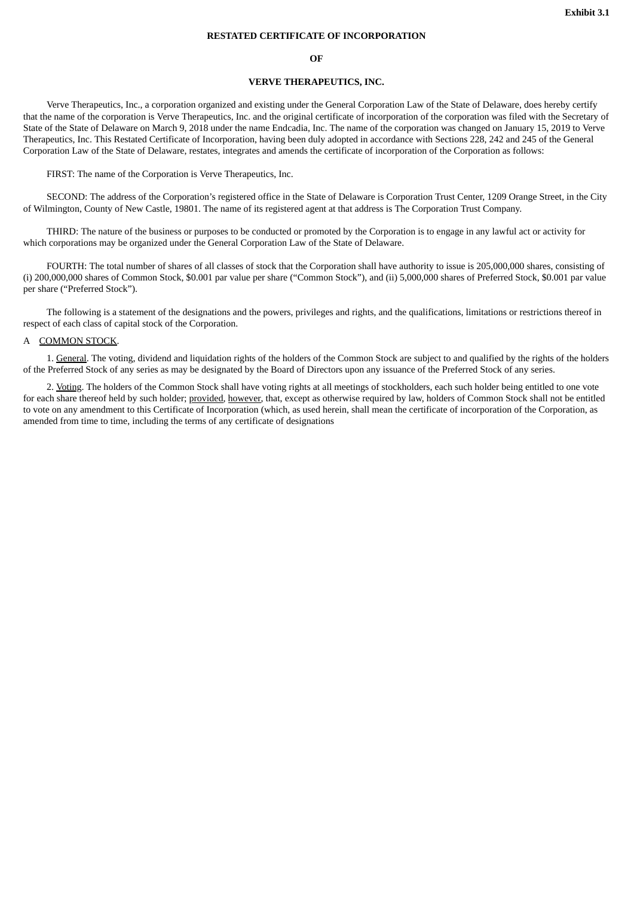**Exhibit 3.1**

**RESTATED CERTIFICATE OF INCORPORATION**

**OF**

**VERVE THERAPEUTICS, INC.**

Verve Therapeutics, Inc., a corporation organized and existing under the General Corporation Law of the State of Delaware, does hereby certify that the name of the corporation is Verve Therapeutics, Inc. and the original certificate of incorporation of the corporation was filed with the Secretary of State of the State of Delaware on March 9, 2018 under the name Endcadia, Inc. The name of the corporation was changed on January 15, 2019 to Verve Therapeutics, Inc. This Restated Certificate of Incorporation, having been duly adopted in accordance with Sections 228, 242 and 245 of the General Corporation Law of the State of Delaware, restates, integrates and amends the certificate of incorporation of the Corporation as follows:

FIRST: The name of the Corporation is Verve Therapeutics, Inc.

SECOND: The address of the Corporation's registered office in the State of Delaware is Corporation Trust Center, 1209 Orange Street, in the City of Wilmington, County of New Castle, 19801. The name of its registered agent at that address is The Corporation Trust Company.

THIRD: The nature of the business or purposes to be conducted or promoted by the Corporation is to engage in any lawful act or activity for which corporations may be organized under the General Corporation Law of the State of Delaware.

FOURTH: The total number of shares of all classes of stock that the Corporation shall have authority to issue is 205,000,000 shares, consisting of (i) 200,000,000 shares of Common Stock, $0.001 par value per share ("Common Stock"), and (ii) 5,000,000 shares of Preferred Stock, $0.001 par value per share ("Preferred Stock").

The following is a statement of the designations and the powers, privileges and rights, and the qualifications, limitations or restrictions thereof in respect of each class of capital stock of the Corporation.

A COMMON STOCK.

1. General. The voting, dividend and liquidation rights of the holders of the Common Stock are subject to and qualified by the rights of the holders of the Preferred Stock of any series as may be designated by the Board of Directors upon any issuance of the Preferred Stock of any series.

2. Voting. The holders of the Common Stock shall have voting rights at all meetings of stockholders, each such holder being entitled to one vote for each share thereof held by such holder; provided, however, that, except as otherwise required by law, holders of Common Stock shall not be entitled to vote on any amendment to this Certificate of Incorporation (which, as used herein, shall mean the certificate of incorporation of the Corporation, as amended from time to time, including the terms of any certificate of designations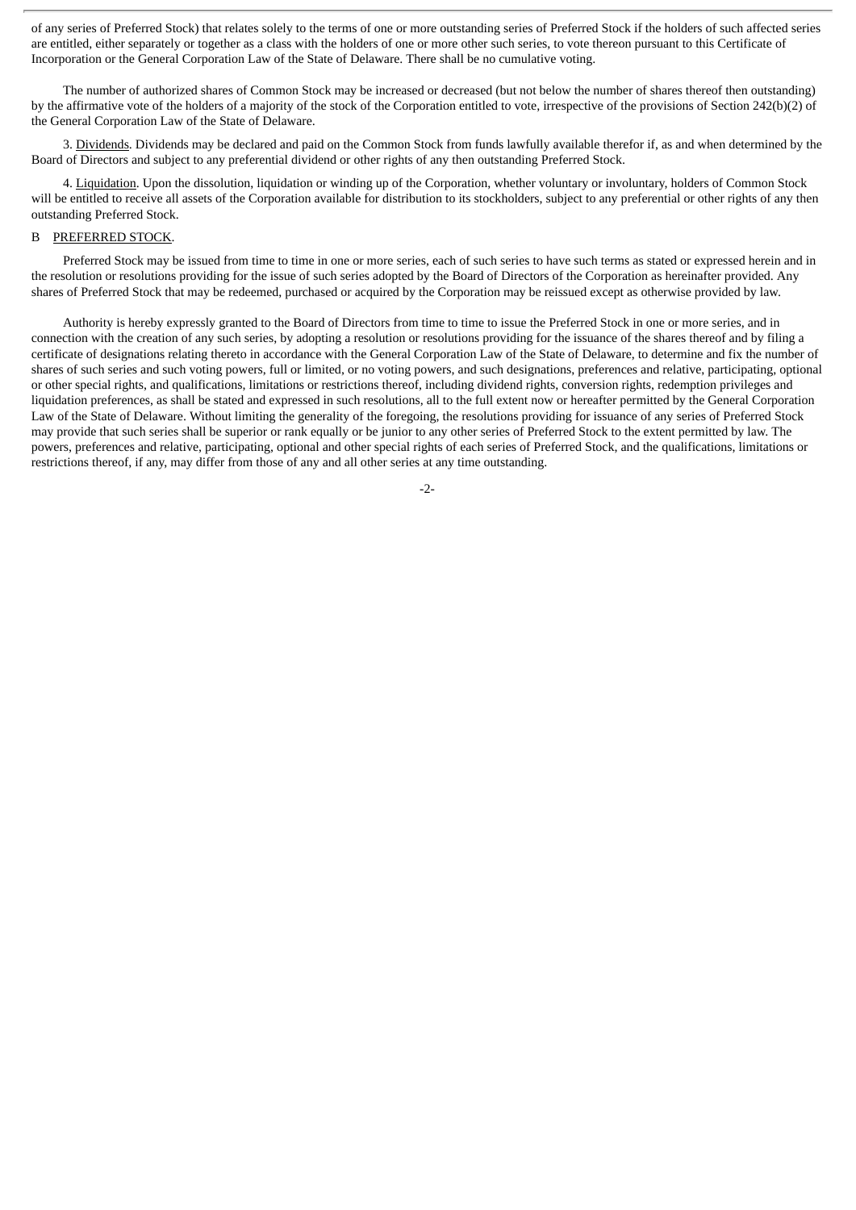of any series of Preferred Stock) that relates solely to the terms of one or more outstanding series of Preferred Stock if the holders of such affected series are entitled, either separately or together as a class with the holders of one or more other such series, to vote thereon pursuant to this Certificate of Incorporation or the General Corporation Law of the State of Delaware. There shall be no cumulative voting.

The number of authorized shares of Common Stock may be increased or decreased (but not below the number of shares thereof then outstanding) by the affirmative vote of the holders of a majority of the stock of the Corporation entitled to vote, irrespective of the provisions of Section 242(b)(2) of the General Corporation Law of the State of Delaware.

3. Dividends. Dividends may be declared and paid on the Common Stock from funds lawfully available therefor if, as and when determined by the Board of Directors and subject to any preferential dividend or other rights of any then outstanding Preferred Stock.

4. Liquidation. Upon the dissolution, liquidation or winding up of the Corporation, whether voluntary or involuntary, holders of Common Stock will be entitled to receive all assets of the Corporation available for distribution to its stockholders, subject to any preferential or other rights of any then outstanding Preferred Stock.

B PREFERRED STOCK.

Preferred Stock may be issued from time to time in one or more series, each of such series to have such terms as stated or expressed herein and in the resolution or resolutions providing for the issue of such series adopted by the Board of Directors of the Corporation as hereinafter provided. Any shares of Preferred Stock that may be redeemed, purchased or acquired by the Corporation may be reissued except as otherwise provided by law.

Authority is hereby expressly granted to the Board of Directors from time to time to issue the Preferred Stock in one or more series, and in connection with the creation of any such series, by adopting a resolution or resolutions providing for the issuance of the shares thereof and by filing a certificate of designations relating thereto in accordance with the General Corporation Law of the State of Delaware, to determine and fix the number of shares of such series and such voting powers, full or limited, or no voting powers, and such designations, preferences and relative, participating, optional or other special rights, and qualifications, limitations or restrictions thereof, including dividend rights, conversion rights, redemption privileges and liquidation preferences, as shall be stated and expressed in such resolutions, all to the full extent now or hereafter permitted by the General Corporation Law of the State of Delaware. Without limiting the generality of the foregoing, the resolutions providing for issuance of any series of Preferred Stock may provide that such series shall be superior or rank equally or be junior to any other series of Preferred Stock to the extent permitted by law. The powers, preferences and relative, participating, optional and other special rights of each series of Preferred Stock, and the qualifications, limitations or restrictions thereof, if any, may differ from those of any and all other series at any time outstanding.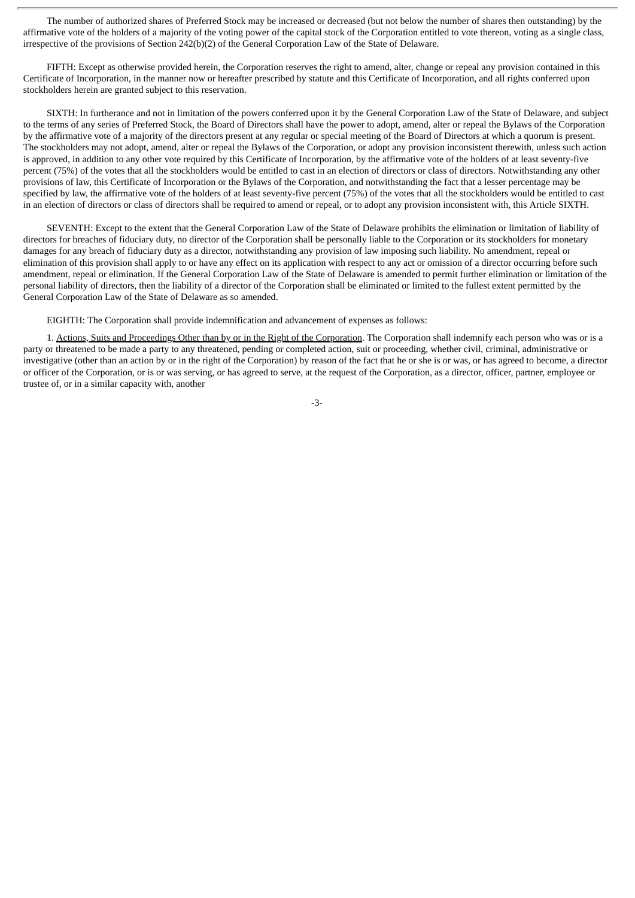The number of authorized shares of Preferred Stock may be increased or decreased (but not below the number of shares then outstanding) by the affirmative vote of the holders of a majority of the voting power of the capital stock of the Corporation entitled to vote thereon, voting as a single class, irrespective of the provisions of Section 242(b)(2) of the General Corporation Law of the State of Delaware.

FIFTH: Except as otherwise provided herein, the Corporation reserves the right to amend, alter, change or repeal any provision contained in this Certificate of Incorporation, in the manner now or hereafter prescribed by statute and this Certificate of Incorporation, and all rights conferred upon stockholders herein are granted subject to this reservation.

SIXTH: In furtherance and not in limitation of the powers conferred upon it by the General Corporation Law of the State of Delaware, and subject to the terms of any series of Preferred Stock, the Board of Directors shall have the power to adopt, amend, alter or repeal the Bylaws of the Corporation by the affirmative vote of a majority of the directors present at any regular or special meeting of the Board of Directors at which a quorum is present. The stockholders may not adopt, amend, alter or repeal the Bylaws of the Corporation, or adopt any provision inconsistent therewith, unless such action is approved, in addition to any other vote required by this Certificate of Incorporation, by the affirmative vote of the holders of at least seventy-five percent (75%) of the votes that all the stockholders would be entitled to cast in an election of directors or class of directors. Notwithstanding any other provisions of law, this Certificate of Incorporation or the Bylaws of the Corporation, and notwithstanding the fact that a lesser percentage may be specified by law, the affirmative vote of the holders of at least seventy-five percent (75%) of the votes that all the stockholders would be entitled to cast in an election of directors or class of directors shall be required to amend or repeal, or to adopt any provision inconsistent with, this Article SIXTH.

SEVENTH: Except to the extent that the General Corporation Law of the State of Delaware prohibits the elimination or limitation of liability of directors for breaches of fiduciary duty, no director of the Corporation shall be personally liable to the Corporation or its stockholders for monetary damages for any breach of fiduciary duty as a director, notwithstanding any provision of law imposing such liability. No amendment, repeal or elimination of this provision shall apply to or have any effect on its application with respect to any act or omission of a director occurring before such amendment, repeal or elimination. If the General Corporation Law of the State of Delaware is amended to permit further elimination or limitation of the personal liability of directors, then the liability of a director of the Corporation shall be eliminated or limited to the fullest extent permitted by the General Corporation Law of the State of Delaware as so amended.

EIGHTH: The Corporation shall provide indemnification and advancement of expenses as follows:

1. Actions, Suits and Proceedings Other than by or in the Right of the Corporation. The Corporation shall indemnify each person who was or is a party or threatened to be made a party to any threatened, pending or completed action, suit or proceeding, whether civil, criminal, administrative or investigative (other than an action by or in the right of the Corporation) by reason of the fact that he or she is or was, or has agreed to become, a director or officer of the Corporation, or is or was serving, or has agreed to serve, at the request of the Corporation, as a director, officer, partner, employee or trustee of, or in a similar capacity with, another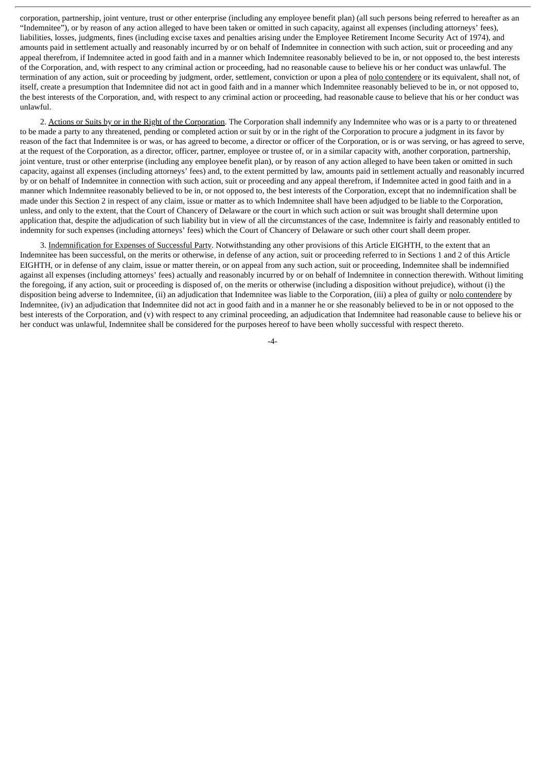corporation, partnership, joint venture, trust or other enterprise (including any employee benefit plan) (all such persons being referred to hereafter as an "Indemnitee"), or by reason of any action alleged to have been taken or omitted in such capacity, against all expenses (including attorneys' fees), liabilities, losses, judgments, fines (including excise taxes and penalties arising under the Employee Retirement Income Security Act of 1974), and amounts paid in settlement actually and reasonably incurred by or on behalf of Indemnitee in connection with such action, suit or proceeding and any appeal therefrom, if Indemnitee acted in good faith and in a manner which Indemnitee reasonably believed to be in, or not opposed to, the best interests of the Corporation, and, with respect to any criminal action or proceeding, had no reasonable cause to believe his or her conduct was unlawful. The termination of any action, suit or proceeding by judgment, order, settlement, conviction or upon a plea of nolo contendere or its equivalent, shall not, of itself, create a presumption that Indemnitee did not act in good faith and in a manner which Indemnitee reasonably believed to be in, or not opposed to, the best interests of the Corporation, and, with respect to any criminal action or proceeding, had reasonable cause to believe that his or her conduct was unlawful.

2. Actions or Suits by or in the Right of the Corporation. The Corporation shall indemnify any Indemnitee who was or is a party to or threatened to be made a party to any threatened, pending or completed action or suit by or in the right of the Corporation to procure a judgment in its favor by reason of the fact that Indemnitee is or was, or has agreed to become, a director or officer of the Corporation, or is or was serving, or has agreed to serve, at the request of the Corporation, as a director, officer, partner, employee or trustee of, or in a similar capacity with, another corporation, partnership, joint venture, trust or other enterprise (including any employee benefit plan), or by reason of any action alleged to have been taken or omitted in such capacity, against all expenses (including attorneys' fees) and, to the extent permitted by law, amounts paid in settlement actually and reasonably incurred by or on behalf of Indemnitee in connection with such action, suit or proceeding and any appeal therefrom, if Indemnitee acted in good faith and in a manner which Indemnitee reasonably believed to be in, or not opposed to, the best interests of the Corporation, except that no indemnification shall be made under this Section 2 in respect of any claim, issue or matter as to which Indemnitee shall have been adjudged to be liable to the Corporation, unless, and only to the extent, that the Court of Chancery of Delaware or the court in which such action or suit was brought shall determine upon application that, despite the adjudication of such liability but in view of all the circumstances of the case, Indemnitee is fairly and reasonably entitled to indemnity for such expenses (including attorneys' fees) which the Court of Chancery of Delaware or such other court shall deem proper.

3. Indemnification for Expenses of Successful Party. Notwithstanding any other provisions of this Article EIGHTH, to the extent that an Indemnitee has been successful, on the merits or otherwise, in defense of any action, suit or proceeding referred to in Sections 1 and 2 of this Article EIGHTH, or in defense of any claim, issue or matter therein, or on appeal from any such action, suit or proceeding, Indemnitee shall be indemnified against all expenses (including attorneys' fees) actually and reasonably incurred by or on behalf of Indemnitee in connection therewith. Without limiting the foregoing, if any action, suit or proceeding is disposed of, on the merits or otherwise (including a disposition without prejudice), without (i) the disposition being adverse to Indemnitee, (ii) an adjudication that Indemnitee was liable to the Corporation, (iii) a plea of guilty or nolo contendere by Indemnitee, (iv) an adjudication that Indemnitee did not act in good faith and in a manner he or she reasonably believed to be in or not opposed to the best interests of the Corporation, and (v) with respect to any criminal proceeding, an adjudication that Indemnitee had reasonable cause to believe his or her conduct was unlawful, Indemnitee shall be considered for the purposes hereof to have been wholly successful with respect thereto.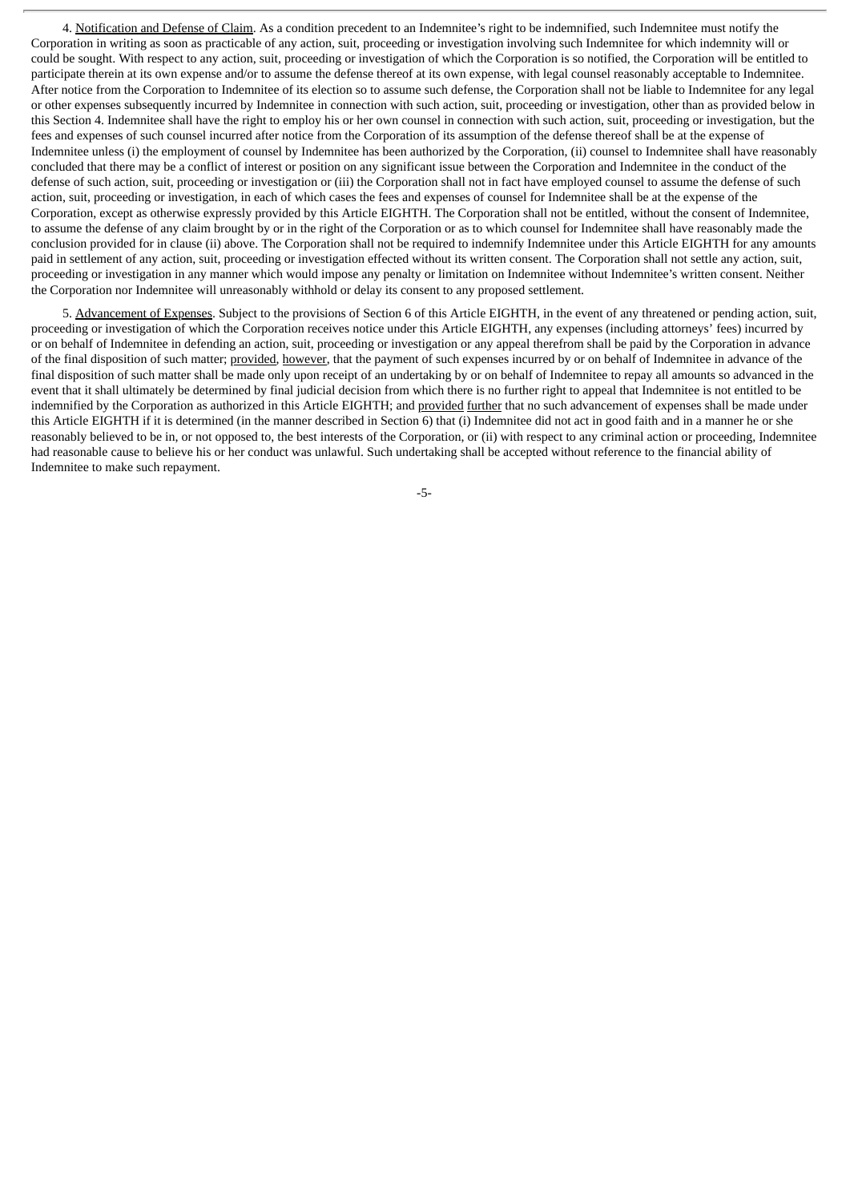4. Notification and Defense of Claim. As a condition precedent to an Indemnitee's right to be indemnified, such Indemnitee must notify the Corporation in writing as soon as practicable of any action, suit, proceeding or investigation involving such Indemnitee for which indemnity will or could be sought. With respect to any action, suit, proceeding or investigation of which the Corporation is so notified, the Corporation will be entitled to participate therein at its own expense and/or to assume the defense thereof at its own expense, with legal counsel reasonably acceptable to Indemnitee. After notice from the Corporation to Indemnitee of its election so to assume such defense, the Corporation shall not be liable to Indemnitee for any legal or other expenses subsequently incurred by Indemnitee in connection with such action, suit, proceeding or investigation, other than as provided below in this Section 4. Indemnitee shall have the right to employ his or her own counsel in connection with such action, suit, proceeding or investigation, but the fees and expenses of such counsel incurred after notice from the Corporation of its assumption of the defense thereof shall be at the expense of Indemnitee unless (i) the employment of counsel by Indemnitee has been authorized by the Corporation, (ii) counsel to Indemnitee shall have reasonably concluded that there may be a conflict of interest or position on any significant issue between the Corporation and Indemnitee in the conduct of the defense of such action, suit, proceeding or investigation or (iii) the Corporation shall not in fact have employed counsel to assume the defense of such action, suit, proceeding or investigation, in each of which cases the fees and expenses of counsel for Indemnitee shall be at the expense of the Corporation, except as otherwise expressly provided by this Article EIGHTH. The Corporation shall not be entitled, without the consent of Indemnitee, to assume the defense of any claim brought by or in the right of the Corporation or as to which counsel for Indemnitee shall have reasonably made the conclusion provided for in clause (ii) above. The Corporation shall not be required to indemnify Indemnitee under this Article EIGHTH for any amounts paid in settlement of any action, suit, proceeding or investigation effected without its written consent. The Corporation shall not settle any action, suit, proceeding or investigation in any manner which would impose any penalty or limitation on Indemnitee without Indemnitee's written consent. Neither the Corporation nor Indemnitee will unreasonably withhold or delay its consent to any proposed settlement.

5. Advancement of Expenses. Subject to the provisions of Section 6 of this Article EIGHTH, in the event of any threatened or pending action, suit, proceeding or investigation of which the Corporation receives notice under this Article EIGHTH, any expenses (including attorneys' fees) incurred by or on behalf of Indemnitee in defending an action, suit, proceeding or investigation or any appeal therefrom shall be paid by the Corporation in advance of the final disposition of such matter; provided, however, that the payment of such expenses incurred by or on behalf of Indemnitee in advance of the final disposition of such matter shall be made only upon receipt of an undertaking by or on behalf of Indemnitee to repay all amounts so advanced in the event that it shall ultimately be determined by final judicial decision from which there is no further right to appeal that Indemnitee is not entitled to be indemnified by the Corporation as authorized in this Article EIGHTH; and provided further that no such advancement of expenses shall be made under this Article EIGHTH if it is determined (in the manner described in Section 6) that (i) Indemnitee did not act in good faith and in a manner he or she reasonably believed to be in, or not opposed to, the best interests of the Corporation, or (ii) with respect to any criminal action or proceeding, Indemnitee had reasonable cause to believe his or her conduct was unlawful. Such undertaking shall be accepted without reference to the financial ability of Indemnitee to make such repayment.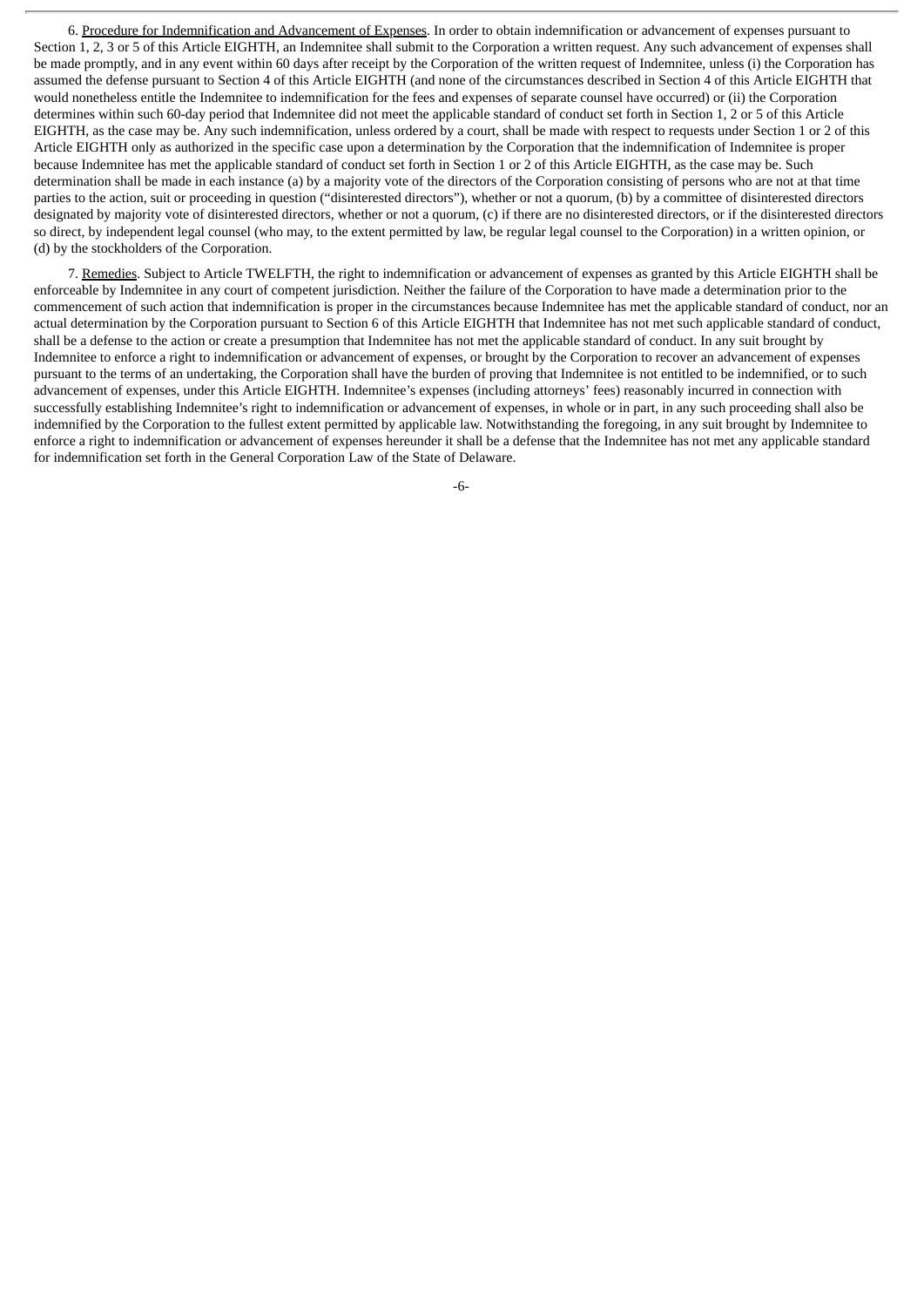6. Procedure for Indemnification and Advancement of Expenses. In order to obtain indemnification or advancement of expenses pursuant to Section 1, 2, 3 or 5 of this Article EIGHTH, an Indemnitee shall submit to the Corporation a written request. Any such advancement of expenses shall be made promptly, and in any event within 60 days after receipt by the Corporation of the written request of Indemnitee, unless (i) the Corporation has assumed the defense pursuant to Section 4 of this Article EIGHTH (and none of the circumstances described in Section 4 of this Article EIGHTH that would nonetheless entitle the Indemnitee to indemnification for the fees and expenses of separate counsel have occurred) or (ii) the Corporation determines within such 60-day period that Indemnitee did not meet the applicable standard of conduct set forth in Section 1, 2 or 5 of this Article EIGHTH, as the case may be. Any such indemnification, unless ordered by a court, shall be made with respect to requests under Section 1 or 2 of this Article EIGHTH only as authorized in the specific case upon a determination by the Corporation that the indemnification of Indemnitee is proper because Indemnitee has met the applicable standard of conduct set forth in Section 1 or 2 of this Article EIGHTH, as the case may be. Such determination shall be made in each instance (a) by a majority vote of the directors of the Corporation consisting of persons who are not at that time parties to the action, suit or proceeding in question ("disinterested directors"), whether or not a quorum, (b) by a committee of disinterested directors designated by majority vote of disinterested directors, whether or not a quorum, (c) if there are no disinterested directors, or if the disinterested directors so direct, by independent legal counsel (who may, to the extent permitted by law, be regular legal counsel to the Corporation) in a written opinion, or (d) by the stockholders of the Corporation.

7. Remedies. Subject to Article TWELFTH, the right to indemnification or advancement of expenses as granted by this Article EIGHTH shall be enforceable by Indemnitee in any court of competent jurisdiction. Neither the failure of the Corporation to have made a determination prior to the commencement of such action that indemnification is proper in the circumstances because Indemnitee has met the applicable standard of conduct, nor an actual determination by the Corporation pursuant to Section 6 of this Article EIGHTH that Indemnitee has not met such applicable standard of conduct, shall be a defense to the action or create a presumption that Indemnitee has not met the applicable standard of conduct. In any suit brought by Indemnitee to enforce a right to indemnification or advancement of expenses, or brought by the Corporation to recover an advancement of expenses pursuant to the terms of an undertaking, the Corporation shall have the burden of proving that Indemnitee is not entitled to be indemnified, or to such advancement of expenses, under this Article EIGHTH. Indemnitee's expenses (including attorneys' fees) reasonably incurred in connection with successfully establishing Indemnitee's right to indemnification or advancement of expenses, in whole or in part, in any such proceeding shall also be indemnified by the Corporation to the fullest extent permitted by applicable law. Notwithstanding the foregoing, in any suit brought by Indemnitee to enforce a right to indemnification or advancement of expenses hereunder it shall be a defense that the Indemnitee has not met any applicable standard for indemnification set forth in the General Corporation Law of the State of Delaware.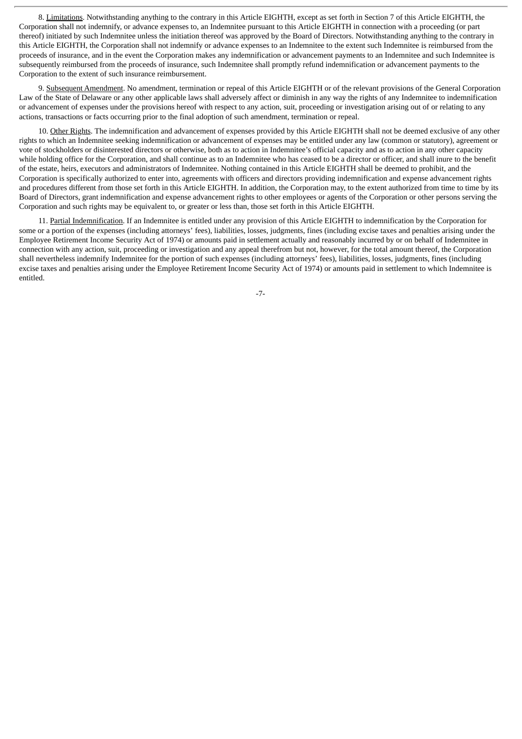8. Limitations. Notwithstanding anything to the contrary in this Article EIGHTH, except as set forth in Section 7 of this Article EIGHTH, the Corporation shall not indemnify, or advance expenses to, an Indemnitee pursuant to this Article EIGHTH in connection with a proceeding (or part thereof) initiated by such Indemnitee unless the initiation thereof was approved by the Board of Directors. Notwithstanding anything to the contrary in this Article EIGHTH, the Corporation shall not indemnify or advance expenses to an Indemnitee to the extent such Indemnitee is reimbursed from the proceeds of insurance, and in the event the Corporation makes any indemnification or advancement payments to an Indemnitee and such Indemnitee is subsequently reimbursed from the proceeds of insurance, such Indemnitee shall promptly refund indemnification or advancement payments to the Corporation to the extent of such insurance reimbursement.

9. Subsequent Amendment. No amendment, termination or repeal of this Article EIGHTH or of the relevant provisions of the General Corporation Law of the State of Delaware or any other applicable laws shall adversely affect or diminish in any way the rights of any Indemnitee to indemnification or advancement of expenses under the provisions hereof with respect to any action, suit, proceeding or investigation arising out of or relating to any actions, transactions or facts occurring prior to the final adoption of such amendment, termination or repeal.

10. Other Rights. The indemnification and advancement of expenses provided by this Article EIGHTH shall not be deemed exclusive of any other rights to which an Indemnitee seeking indemnification or advancement of expenses may be entitled under any law (common or statutory), agreement or vote of stockholders or disinterested directors or otherwise, both as to action in Indemnitee's official capacity and as to action in any other capacity while holding office for the Corporation, and shall continue as to an Indemnitee who has ceased to be a director or officer, and shall inure to the benefit of the estate, heirs, executors and administrators of Indemnitee. Nothing contained in this Article EIGHTH shall be deemed to prohibit, and the Corporation is specifically authorized to enter into, agreements with officers and directors providing indemnification and expense advancement rights and procedures different from those set forth in this Article EIGHTH. In addition, the Corporation may, to the extent authorized from time to time by its Board of Directors, grant indemnification and expense advancement rights to other employees or agents of the Corporation or other persons serving the Corporation and such rights may be equivalent to, or greater or less than, those set forth in this Article EIGHTH.

11. Partial Indemnification. If an Indemnitee is entitled under any provision of this Article EIGHTH to indemnification by the Corporation for some or a portion of the expenses (including attorneys' fees), liabilities, losses, judgments, fines (including excise taxes and penalties arising under the Employee Retirement Income Security Act of 1974) or amounts paid in settlement actually and reasonably incurred by or on behalf of Indemnitee in connection with any action, suit, proceeding or investigation and any appeal therefrom but not, however, for the total amount thereof, the Corporation shall nevertheless indemnify Indemnitee for the portion of such expenses (including attorneys' fees), liabilities, losses, judgments, fines (including excise taxes and penalties arising under the Employee Retirement Income Security Act of 1974) or amounts paid in settlement to which Indemnitee is entitled.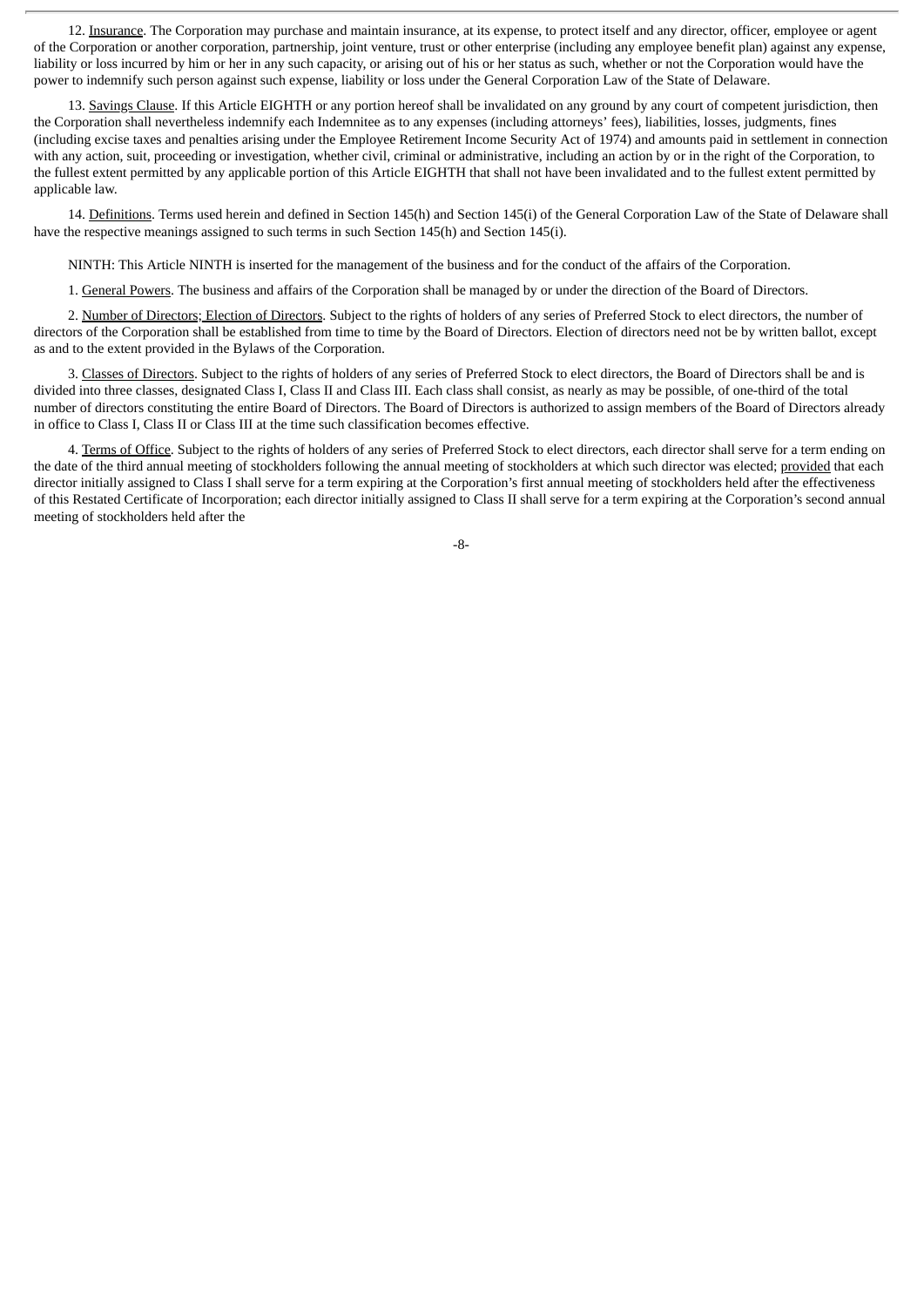12. Insurance. The Corporation may purchase and maintain insurance, at its expense, to protect itself and any director, officer, employee or agent of the Corporation or another corporation, partnership, joint venture, trust or other enterprise (including any employee benefit plan) against any expense, liability or loss incurred by him or her in any such capacity, or arising out of his or her status as such, whether or not the Corporation would have the power to indemnify such person against such expense, liability or loss under the General Corporation Law of the State of Delaware.

13. Savings Clause. If this Article EIGHTH or any portion hereof shall be invalidated on any ground by any court of competent jurisdiction, then the Corporation shall nevertheless indemnify each Indemnitee as to any expenses (including attorneys' fees), liabilities, losses, judgments, fines (including excise taxes and penalties arising under the Employee Retirement Income Security Act of 1974) and amounts paid in settlement in connection with any action, suit, proceeding or investigation, whether civil, criminal or administrative, including an action by or in the right of the Corporation, to the fullest extent permitted by any applicable portion of this Article EIGHTH that shall not have been invalidated and to the fullest extent permitted by applicable law.

14. Definitions. Terms used herein and defined in Section 145(h) and Section 145(i) of the General Corporation Law of the State of Delaware shall have the respective meanings assigned to such terms in such Section 145(h) and Section 145(i).

NINTH: This Article NINTH is inserted for the management of the business and for the conduct of the affairs of the Corporation.

1. General Powers. The business and affairs of the Corporation shall be managed by or under the direction of the Board of Directors.

2. Number of Directors; Election of Directors. Subject to the rights of holders of any series of Preferred Stock to elect directors, the number of directors of the Corporation shall be established from time to time by the Board of Directors. Election of directors need not be by written ballot, except as and to the extent provided in the Bylaws of the Corporation.

3. Classes of Directors. Subject to the rights of holders of any series of Preferred Stock to elect directors, the Board of Directors shall be and is divided into three classes, designated Class I, Class II and Class III. Each class shall consist, as nearly as may be possible, of one-third of the total number of directors constituting the entire Board of Directors. The Board of Directors is authorized to assign members of the Board of Directors already in office to Class I, Class II or Class III at the time such classification becomes effective.

4. Terms of Office. Subject to the rights of holders of any series of Preferred Stock to elect directors, each director shall serve for a term ending on the date of the third annual meeting of stockholders following the annual meeting of stockholders at which such director was elected; provided that each director initially assigned to Class I shall serve for a term expiring at the Corporation's first annual meeting of stockholders held after the effectiveness of this Restated Certificate of Incorporation; each director initially assigned to Class II shall serve for a term expiring at the Corporation's second annual meeting of stockholders held after the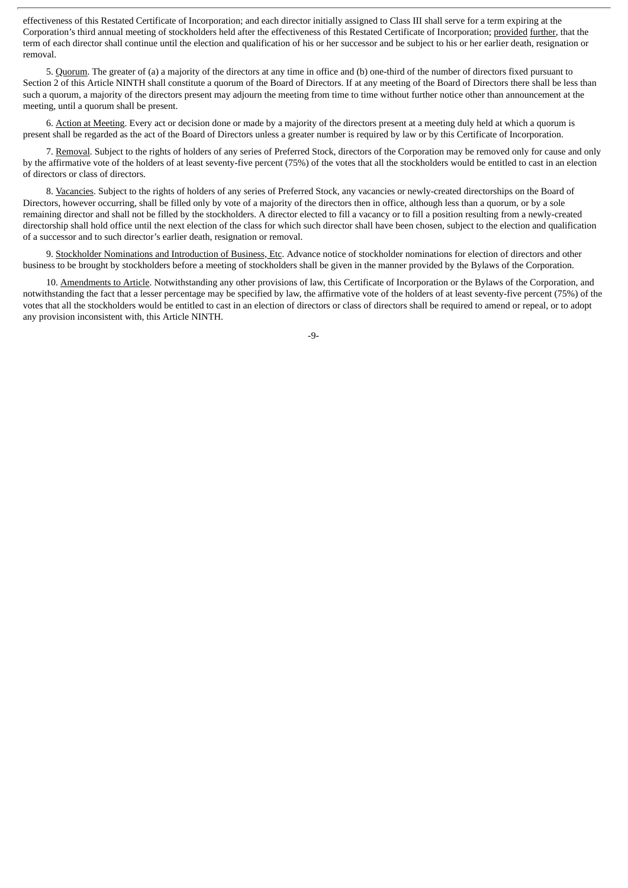effectiveness of this Restated Certificate of Incorporation; and each director initially assigned to Class III shall serve for a term expiring at the Corporation's third annual meeting of stockholders held after the effectiveness of this Restated Certificate of Incorporation; provided further, that the term of each director shall continue until the election and qualification of his or her successor and be subject to his or her earlier death, resignation or removal.

5. Quorum. The greater of (a) a majority of the directors at any time in office and (b) one-third of the number of directors fixed pursuant to Section 2 of this Article NINTH shall constitute a quorum of the Board of Directors. If at any meeting of the Board of Directors there shall be less than such a quorum, a majority of the directors present may adjourn the meeting from time to time without further notice other than announcement at the meeting, until a quorum shall be present.

6. Action at Meeting. Every act or decision done or made by a majority of the directors present at a meeting duly held at which a quorum is present shall be regarded as the act of the Board of Directors unless a greater number is required by law or by this Certificate of Incorporation.

7. Removal. Subject to the rights of holders of any series of Preferred Stock, directors of the Corporation may be removed only for cause and only by the affirmative vote of the holders of at least seventy-five percent (75%) of the votes that all the stockholders would be entitled to cast in an election of directors or class of directors.

8. Vacancies. Subject to the rights of holders of any series of Preferred Stock, any vacancies or newly-created directorships on the Board of Directors, however occurring, shall be filled only by vote of a majority of the directors then in office, although less than a quorum, or by a sole remaining director and shall not be filled by the stockholders. A director elected to fill a vacancy or to fill a position resulting from a newly-created directorship shall hold office until the next election of the class for which such director shall have been chosen, subject to the election and qualification of a successor and to such director's earlier death, resignation or removal.

9. Stockholder Nominations and Introduction of Business, Etc. Advance notice of stockholder nominations for election of directors and other business to be brought by stockholders before a meeting of stockholders shall be given in the manner provided by the Bylaws of the Corporation.

10. Amendments to Article. Notwithstanding any other provisions of law, this Certificate of Incorporation or the Bylaws of the Corporation, and notwithstanding the fact that a lesser percentage may be specified by law, the affirmative vote of the holders of at least seventy-five percent (75%) of the votes that all the stockholders would be entitled to cast in an election of directors or class of directors shall be required to amend or repeal, or to adopt any provision inconsistent with, this Article NINTH.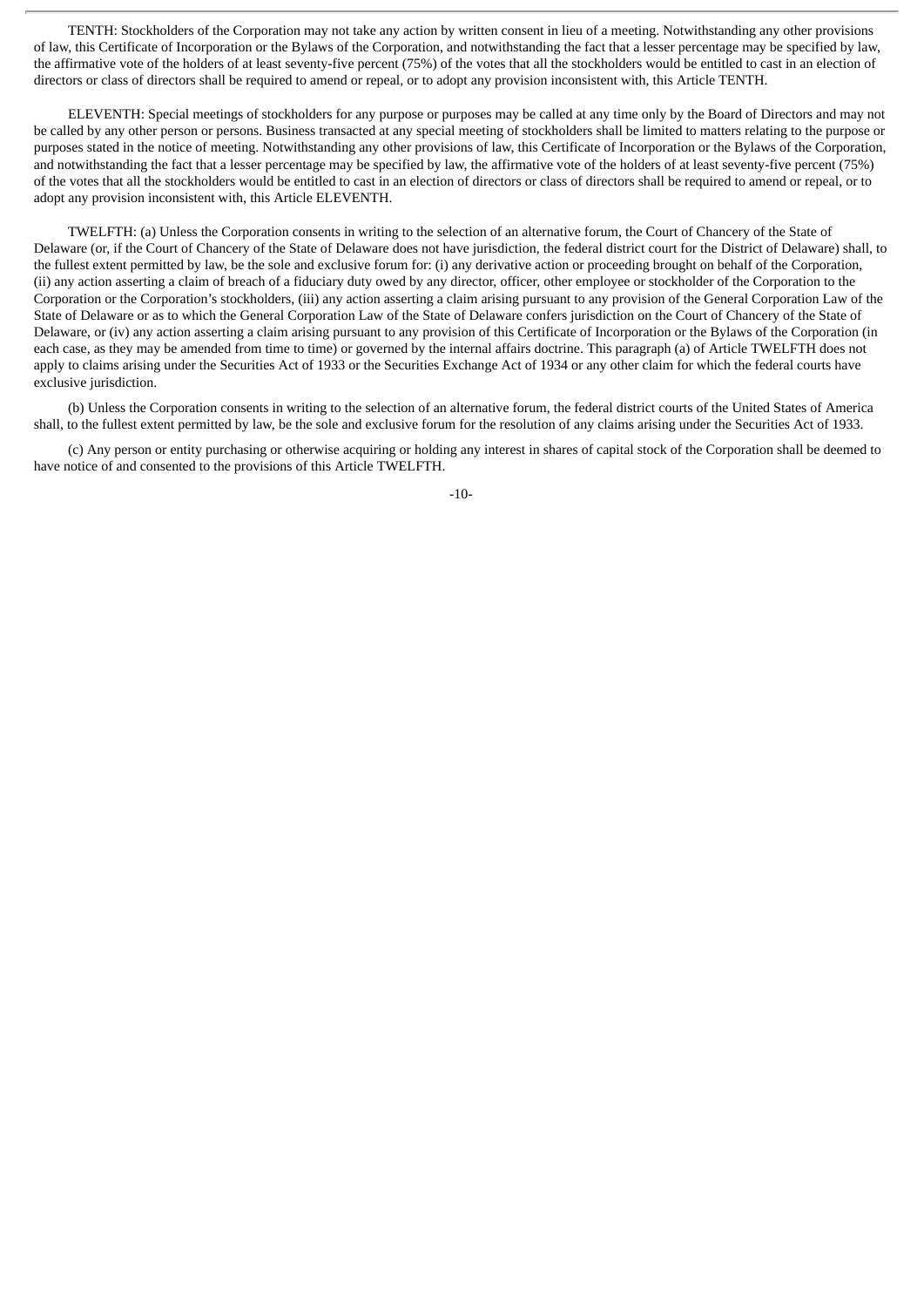TENTH: Stockholders of the Corporation may not take any action by written consent in lieu of a meeting. Notwithstanding any other provisions of law, this Certificate of Incorporation or the Bylaws of the Corporation, and notwithstanding the fact that a lesser percentage may be specified by law, the affirmative vote of the holders of at least seventy-five percent (75%) of the votes that all the stockholders would be entitled to cast in an election of directors or class of directors shall be required to amend or repeal, or to adopt any provision inconsistent with, this Article TENTH.

ELEVENTH: Special meetings of stockholders for any purpose or purposes may be called at any time only by the Board of Directors and may not be called by any other person or persons. Business transacted at any special meeting of stockholders shall be limited to matters relating to the purpose or purposes stated in the notice of meeting. Notwithstanding any other provisions of law, this Certificate of Incorporation or the Bylaws of the Corporation, and notwithstanding the fact that a lesser percentage may be specified by law, the affirmative vote of the holders of at least seventy-five percent (75%) of the votes that all the stockholders would be entitled to cast in an election of directors or class of directors shall be required to amend or repeal, or to adopt any provision inconsistent with, this Article ELEVENTH.

TWELFTH: (a) Unless the Corporation consents in writing to the selection of an alternative forum, the Court of Chancery of the State of Delaware (or, if the Court of Chancery of the State of Delaware does not have jurisdiction, the federal district court for the District of Delaware) shall, to the fullest extent permitted by law, be the sole and exclusive forum for: (i) any derivative action or proceeding brought on behalf of the Corporation, (ii) any action asserting a claim of breach of a fiduciary duty owed by any director, officer, other employee or stockholder of the Corporation to the Corporation or the Corporation's stockholders, (iii) any action asserting a claim arising pursuant to any provision of the General Corporation Law of the State of Delaware or as to which the General Corporation Law of the State of Delaware confers jurisdiction on the Court of Chancery of the State of Delaware, or (iv) any action asserting a claim arising pursuant to any provision of this Certificate of Incorporation or the Bylaws of the Corporation (in each case, as they may be amended from time to time) or governed by the internal affairs doctrine. This paragraph (a) of Article TWELFTH does not apply to claims arising under the Securities Act of 1933 or the Securities Exchange Act of 1934 or any other claim for which the federal courts have exclusive jurisdiction.

(b) Unless the Corporation consents in writing to the selection of an alternative forum, the federal district courts of the United States of America shall, to the fullest extent permitted by law, be the sole and exclusive forum for the resolution of any claims arising under the Securities Act of 1933.

(c) Any person or entity purchasing or otherwise acquiring or holding any interest in shares of capital stock of the Corporation shall be deemed to have notice of and consented to the provisions of this Article TWELFTH.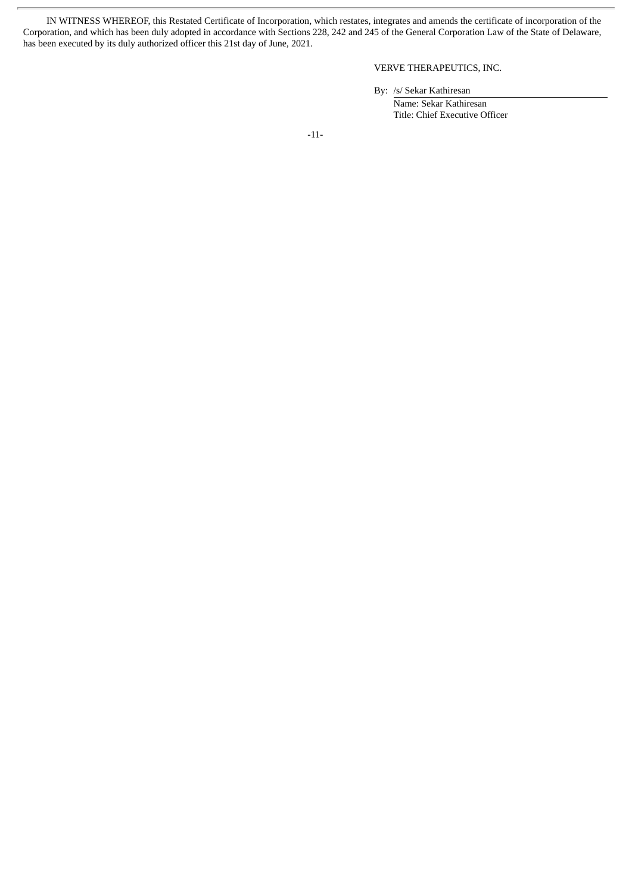IN WITNESS WHEREOF, this Restated Certificate of Incorporation, which restates, integrates and amends the certificate of incorporation of the Corporation, and which has been duly adopted in accordance with Sections 228, 242 and 245 of the General Corporation Law of the State of Delaware, has been executed by its duly authorized officer this 21st day of June, 2021.

VERVE THERAPEUTICS, INC.

By: /s/ Sekar Kathiresan

Name: Sekar Kathiresan

Title: Chief Executive Officer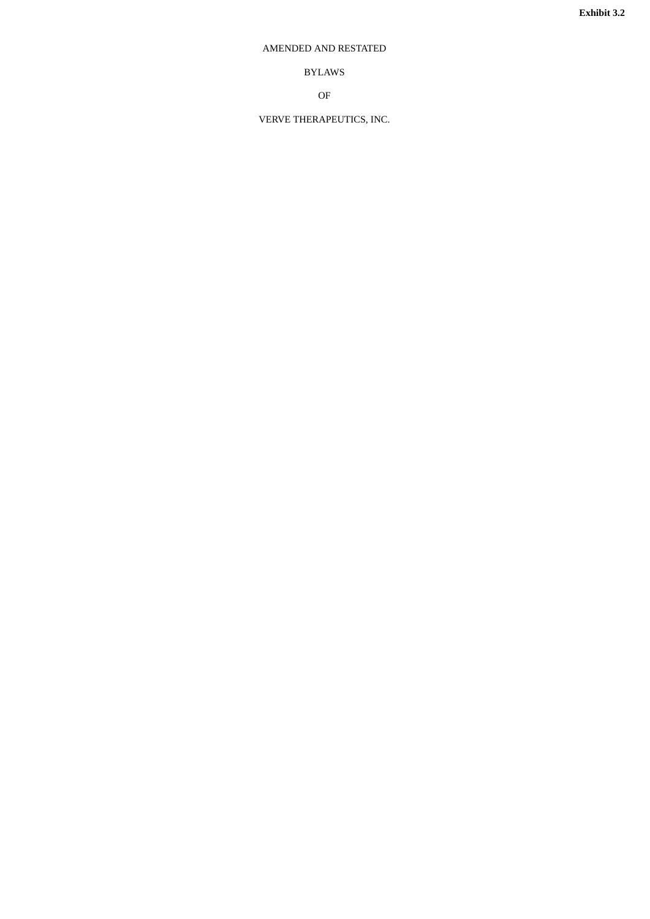**Exhibit 3.2**

AMENDED AND RESTATED

BYLAWS

OF

VERVE THERAPEUTICS, INC.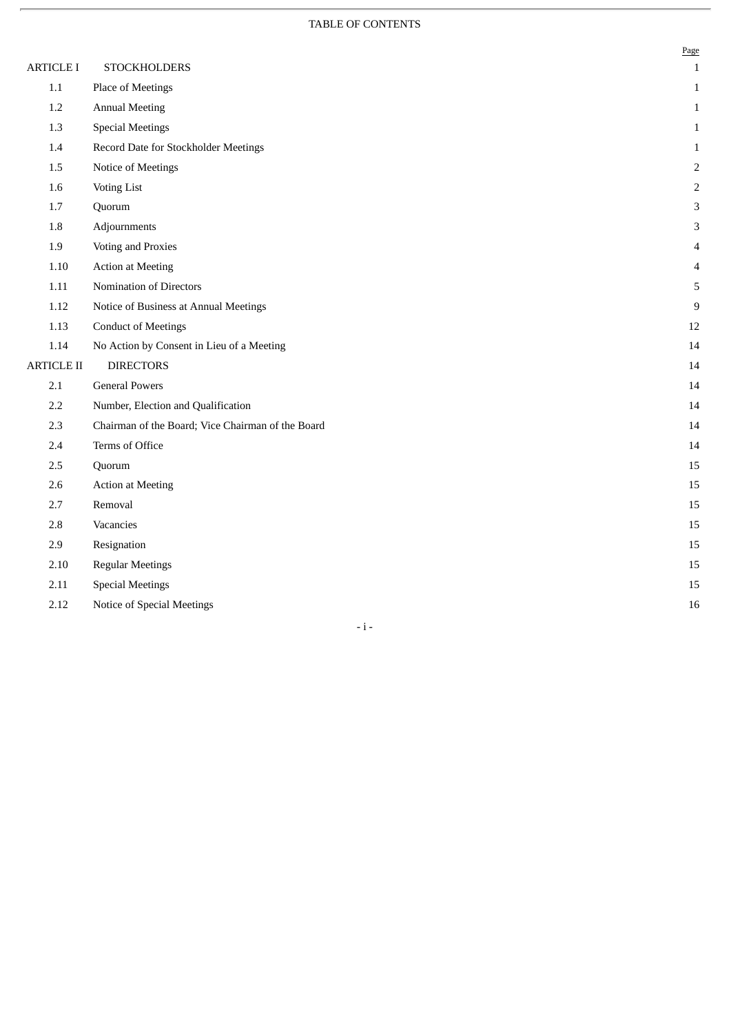TABLE OF CONTENTS

| | | Page |
|---|---|---|
| ARTICLE I | STOCKHOLDERS | 1 |
| 1.1 | Place of Meetings | 1 |
| 1.2 | Annual Meeting | 1 |
| 1.3 | Special Meetings | 1 |
| 1.4 | Record Date for Stockholder Meetings | 1 |
| 1.5 | Notice of Meetings | 2 |
| 1.6 | Voting List | 2 |
| 1.7 | Quorum | 3 |
| 1.8 | Adjournments | 3 |
| 1.9 | Voting and Proxies | 4 |
| 1.10 | Action at Meeting | 4 |
| 1.11 | Nomination of Directors | 5 |
| 1.12 | Notice of Business at Annual Meetings | 9 |
| 1.13 | Conduct of Meetings | 12 |
| 1.14 | No Action by Consent in Lieu of a Meeting | 14 |
| ARTICLE II | DIRECTORS | 14 |
| 2.1 | General Powers | 14 |
| 2.2 | Number, Election and Qualification | 14 |
| 2.3 | Chairman of the Board; Vice Chairman of the Board | 14 |
| 2.4 | Terms of Office | 14 |
| 2.5 | Quorum | 15 |
| 2.6 | Action at Meeting | 15 |
| 2.7 | Removal | 15 |
| 2.8 | Vacancies | 15 |
| 2.9 | Resignation | 15 |
| 2.10 | Regular Meetings | 15 |
| 2.11 | Special Meetings | 15 |
| 2.12 | Notice of Special Meetings | 16 |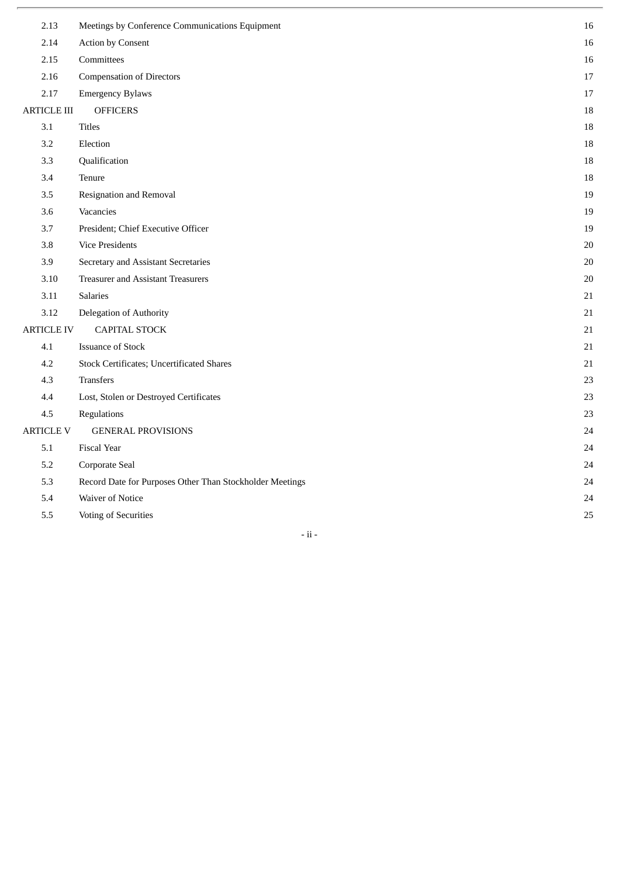| | | |
|---|---|---|
| 2.13 | Meetings by Conference Communications Equipment | 16 |
| 2.14 | Action by Consent | 16 |
| 2.15 | Committees | 16 |
| 2.16 | Compensation of Directors | 17 |
| 2.17 | Emergency Bylaws | 17 |
| ARTICLE III | OFFICERS | 18 |
| 3.1 | Titles | 18 |
| 3.2 | Election | 18 |
| 3.3 | Qualification | 18 |
| 3.4 | Tenure | 18 |
| 3.5 | Resignation and Removal | 19 |
| 3.6 | Vacancies | 19 |
| 3.7 | President; Chief Executive Officer | 19 |
| 3.8 | Vice Presidents | 20 |
| 3.9 | Secretary and Assistant Secretaries | 20 |
| 3.10 | Treasurer and Assistant Treasurers | 20 |
| 3.11 | Salaries | 21 |
| 3.12 | Delegation of Authority | 21 |
| ARTICLE IV | CAPITAL STOCK | 21 |
| 4.1 | Issuance of Stock | 21 |
| 4.2 | Stock Certificates; Uncertificated Shares | 21 |
| 4.3 | Transfers | 23 |
| 4.4 | Lost, Stolen or Destroyed Certificates | 23 |
| 4.5 | Regulations | 23 |
| ARTICLE V | GENERAL PROVISIONS | 24 |
| 5.1 | Fiscal Year | 24 |
| 5.2 | Corporate Seal | 24 |
| 5.3 | Record Date for Purposes Other Than Stockholder Meetings | 24 |
| 5.4 | Waiver of Notice | 24 |
| 5.5 | Voting of Securities | 25 |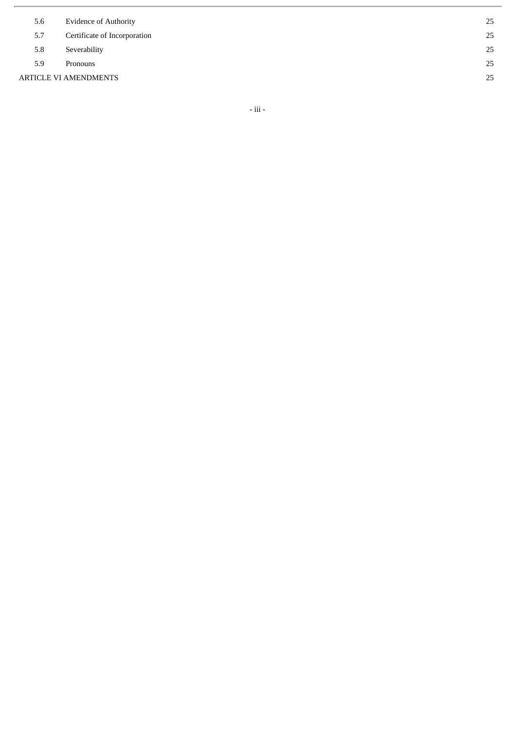| | | |
|---|---|---|
| 5.6 | Evidence of Authority | 25 |
| 5.7 | Certificate of Incorporation | 25 |
| 5.8 | Severability | 25 |
| 5.9 | Pronouns | 25 |
| ARTICLE VI AMENDMENTS | | 25 |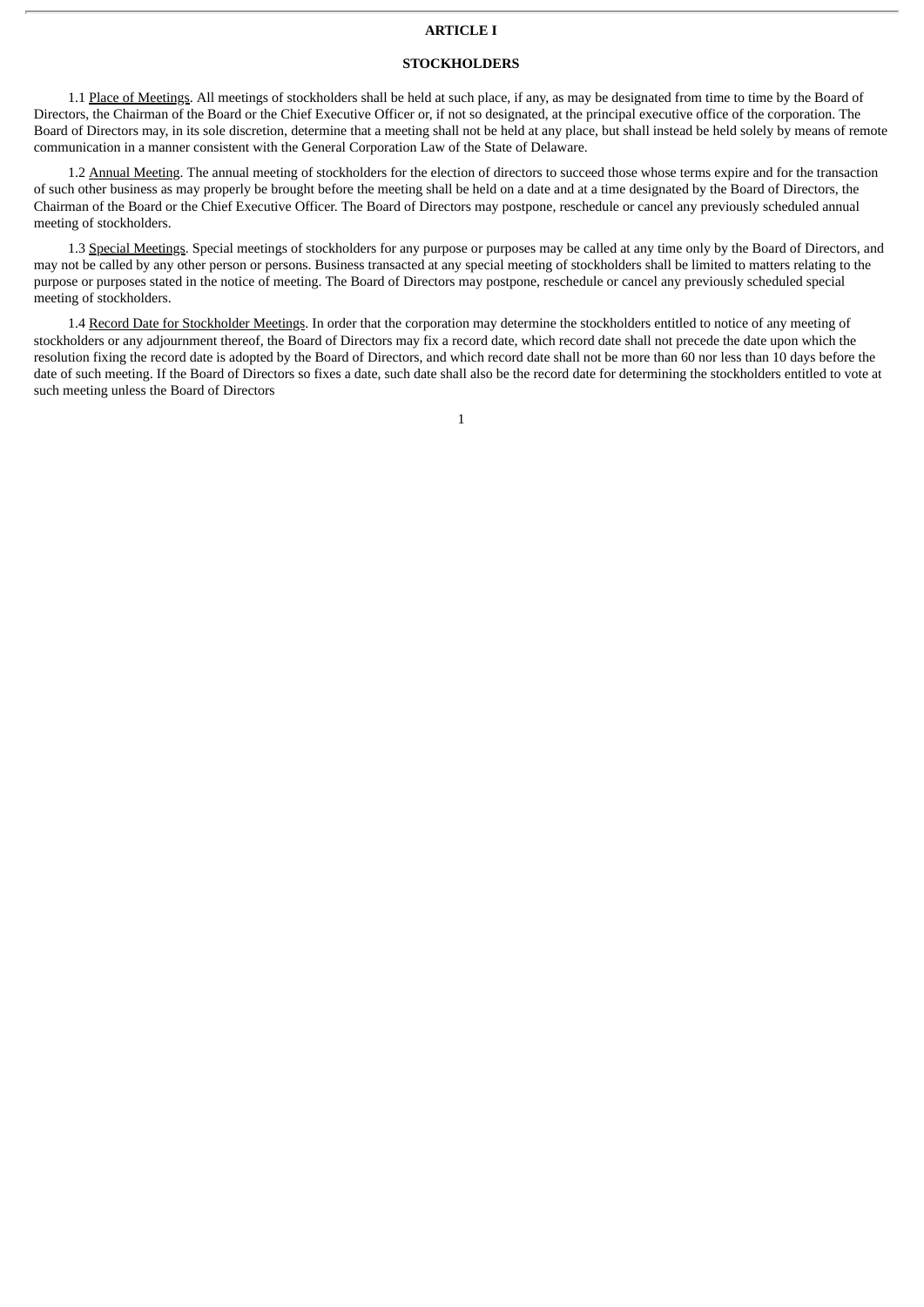# ARTICLE I

## STOCKHOLDERS

1.1 Place of Meetings. All meetings of stockholders shall be held at such place, if any, as may be designated from time to time by the Board of Directors, the Chairman of the Board or the Chief Executive Officer or, if not so designated, at the principal executive office of the corporation. The Board of Directors may, in its sole discretion, determine that a meeting shall not be held at any place, but shall instead be held solely by means of remote communication in a manner consistent with the General Corporation Law of the State of Delaware.

1.2 Annual Meeting. The annual meeting of stockholders for the election of directors to succeed those whose terms expire and for the transaction of such other business as may properly be brought before the meeting shall be held on a date and at a time designated by the Board of Directors, the Chairman of the Board or the Chief Executive Officer. The Board of Directors may postpone, reschedule or cancel any previously scheduled annual meeting of stockholders.

1.3 Special Meetings. Special meetings of stockholders for any purpose or purposes may be called at any time only by the Board of Directors, and may not be called by any other person or persons. Business transacted at any special meeting of stockholders shall be limited to matters relating to the purpose or purposes stated in the notice of meeting. The Board of Directors may postpone, reschedule or cancel any previously scheduled special meeting of stockholders.

1.4 Record Date for Stockholder Meetings. In order that the corporation may determine the stockholders entitled to notice of any meeting of stockholders or any adjournment thereof, the Board of Directors may fix a record date, which record date shall not precede the date upon which the resolution fixing the record date is adopted by the Board of Directors, and which record date shall not be more than 60 nor less than 10 days before the date of such meeting. If the Board of Directors so fixes a date, such date shall also be the record date for determining the stockholders entitled to vote at such meeting unless the Board of Directors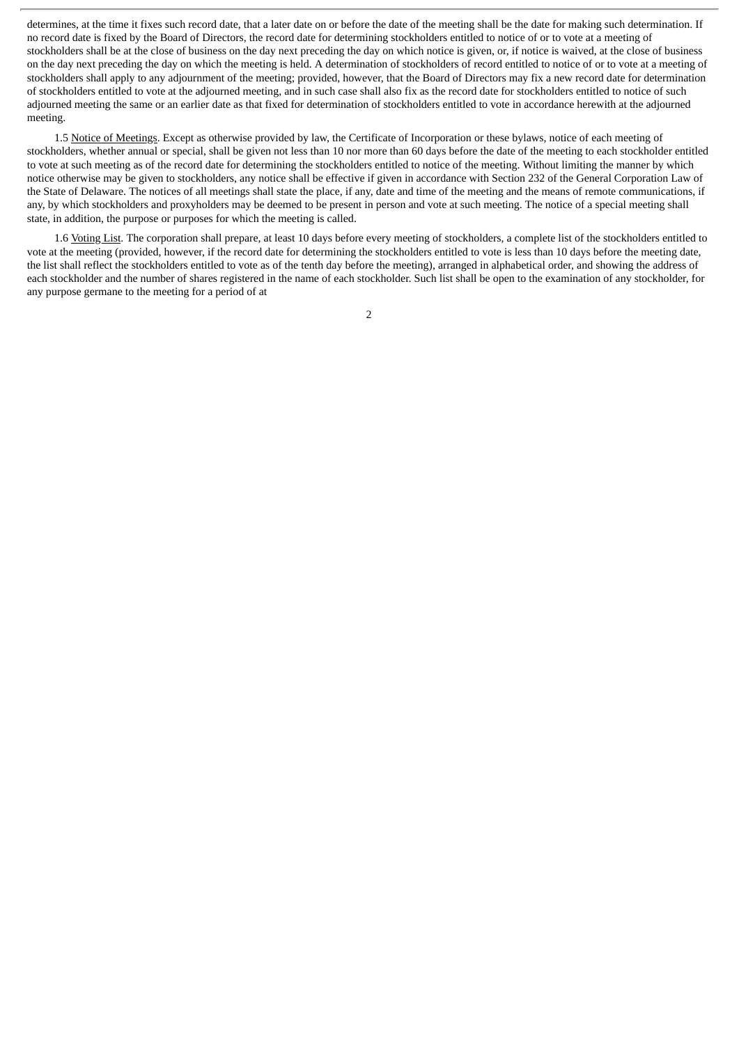determines, at the time it fixes such record date, that a later date on or before the date of the meeting shall be the date for making such determination. If no record date is fixed by the Board of Directors, the record date for determining stockholders entitled to notice of or to vote at a meeting of stockholders shall be at the close of business on the day next preceding the day on which notice is given, or, if notice is waived, at the close of business on the day next preceding the day on which the meeting is held. A determination of stockholders of record entitled to notice of or to vote at a meeting of stockholders shall apply to any adjournment of the meeting; provided, however, that the Board of Directors may fix a new record date for determination of stockholders entitled to vote at the adjourned meeting, and in such case shall also fix as the record date for stockholders entitled to notice of such adjourned meeting the same or an earlier date as that fixed for determination of stockholders entitled to vote in accordance herewith at the adjourned meeting.

1.5 Notice of Meetings. Except as otherwise provided by law, the Certificate of Incorporation or these bylaws, notice of each meeting of stockholders, whether annual or special, shall be given not less than 10 nor more than 60 days before the date of the meeting to each stockholder entitled to vote at such meeting as of the record date for determining the stockholders entitled to notice of the meeting. Without limiting the manner by which notice otherwise may be given to stockholders, any notice shall be effective if given in accordance with Section 232 of the General Corporation Law of the State of Delaware. The notices of all meetings shall state the place, if any, date and time of the meeting and the means of remote communications, if any, by which stockholders and proxyholders may be deemed to be present in person and vote at such meeting. The notice of a special meeting shall state, in addition, the purpose or purposes for which the meeting is called.

1.6 Voting List. The corporation shall prepare, at least 10 days before every meeting of stockholders, a complete list of the stockholders entitled to vote at the meeting (provided, however, if the record date for determining the stockholders entitled to vote is less than 10 days before the meeting date, the list shall reflect the stockholders entitled to vote as of the tenth day before the meeting), arranged in alphabetical order, and showing the address of each stockholder and the number of shares registered in the name of each stockholder. Such list shall be open to the examination of any stockholder, for any purpose germane to the meeting for a period of at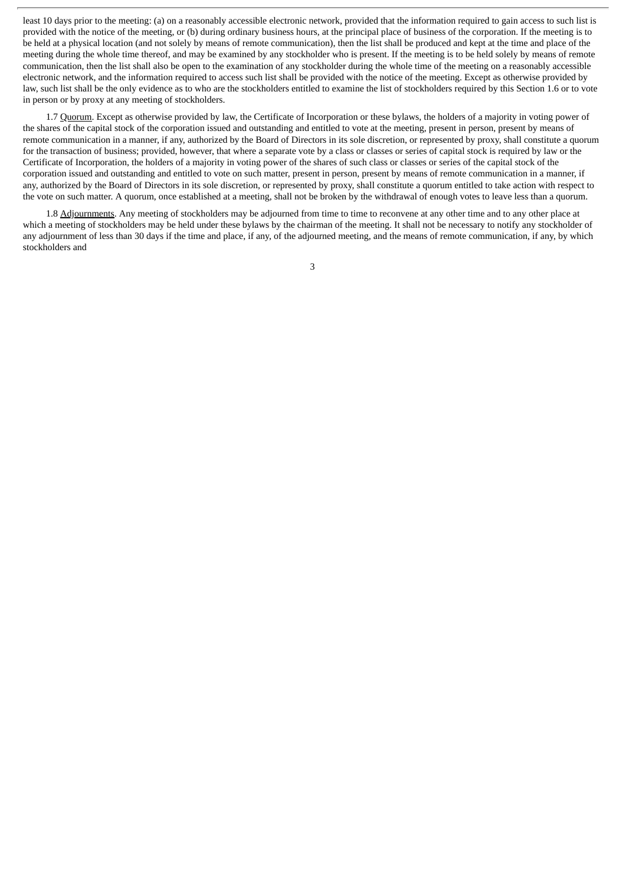least 10 days prior to the meeting: (a) on a reasonably accessible electronic network, provided that the information required to gain access to such list is provided with the notice of the meeting, or (b) during ordinary business hours, at the principal place of business of the corporation. If the meeting is to be held at a physical location (and not solely by means of remote communication), then the list shall be produced and kept at the time and place of the meeting during the whole time thereof, and may be examined by any stockholder who is present. If the meeting is to be held solely by means of remote communication, then the list shall also be open to the examination of any stockholder during the whole time of the meeting on a reasonably accessible electronic network, and the information required to access such list shall be provided with the notice of the meeting. Except as otherwise provided by law, such list shall be the only evidence as to who are the stockholders entitled to examine the list of stockholders required by this Section 1.6 or to vote in person or by proxy at any meeting of stockholders.

1.7 Quorum. Except as otherwise provided by law, the Certificate of Incorporation or these bylaws, the holders of a majority in voting power of the shares of the capital stock of the corporation issued and outstanding and entitled to vote at the meeting, present in person, present by means of remote communication in a manner, if any, authorized by the Board of Directors in its sole discretion, or represented by proxy, shall constitute a quorum for the transaction of business; provided, however, that where a separate vote by a class or classes or series of capital stock is required by law or the Certificate of Incorporation, the holders of a majority in voting power of the shares of such class or classes or series of the capital stock of the corporation issued and outstanding and entitled to vote on such matter, present in person, present by means of remote communication in a manner, if any, authorized by the Board of Directors in its sole discretion, or represented by proxy, shall constitute a quorum entitled to take action with respect to the vote on such matter. A quorum, once established at a meeting, shall not be broken by the withdrawal of enough votes to leave less than a quorum.

1.8 Adjournments. Any meeting of stockholders may be adjourned from time to time to reconvene at any other time and to any other place at which a meeting of stockholders may be held under these bylaws by the chairman of the meeting. It shall not be necessary to notify any stockholder of any adjournment of less than 30 days if the time and place, if any, of the adjourned meeting, and the means of remote communication, if any, by which stockholders and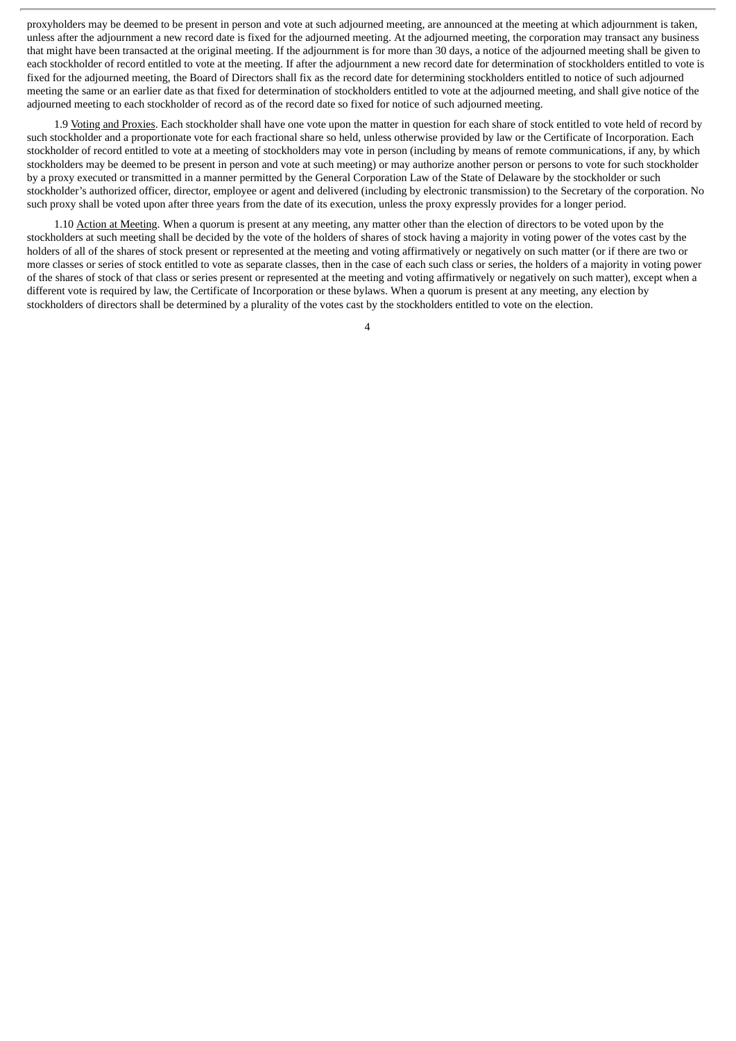proxyholders may be deemed to be present in person and vote at such adjourned meeting, are announced at the meeting at which adjournment is taken, unless after the adjournment a new record date is fixed for the adjourned meeting. At the adjourned meeting, the corporation may transact any business that might have been transacted at the original meeting. If the adjournment is for more than 30 days, a notice of the adjourned meeting shall be given to each stockholder of record entitled to vote at the meeting. If after the adjournment a new record date for determination of stockholders entitled to vote is fixed for the adjourned meeting, the Board of Directors shall fix as the record date for determining stockholders entitled to notice of such adjourned meeting the same or an earlier date as that fixed for determination of stockholders entitled to vote at the adjourned meeting, and shall give notice of the adjourned meeting to each stockholder of record as of the record date so fixed for notice of such adjourned meeting.

1.9 Voting and Proxies. Each stockholder shall have one vote upon the matter in question for each share of stock entitled to vote held of record by such stockholder and a proportionate vote for each fractional share so held, unless otherwise provided by law or the Certificate of Incorporation. Each stockholder of record entitled to vote at a meeting of stockholders may vote in person (including by means of remote communications, if any, by which stockholders may be deemed to be present in person and vote at such meeting) or may authorize another person or persons to vote for such stockholder by a proxy executed or transmitted in a manner permitted by the General Corporation Law of the State of Delaware by the stockholder or such stockholder's authorized officer, director, employee or agent and delivered (including by electronic transmission) to the Secretary of the corporation. No such proxy shall be voted upon after three years from the date of its execution, unless the proxy expressly provides for a longer period.

1.10 Action at Meeting. When a quorum is present at any meeting, any matter other than the election of directors to be voted upon by the stockholders at such meeting shall be decided by the vote of the holders of shares of stock having a majority in voting power of the votes cast by the holders of all of the shares of stock present or represented at the meeting and voting affirmatively or negatively on such matter (or if there are two or more classes or series of stock entitled to vote as separate classes, then in the case of each such class or series, the holders of a majority in voting power of the shares of stock of that class or series present or represented at the meeting and voting affirmatively or negatively on such matter), except when a different vote is required by law, the Certificate of Incorporation or these bylaws. When a quorum is present at any meeting, any election by stockholders of directors shall be determined by a plurality of the votes cast by the stockholders entitled to vote on the election.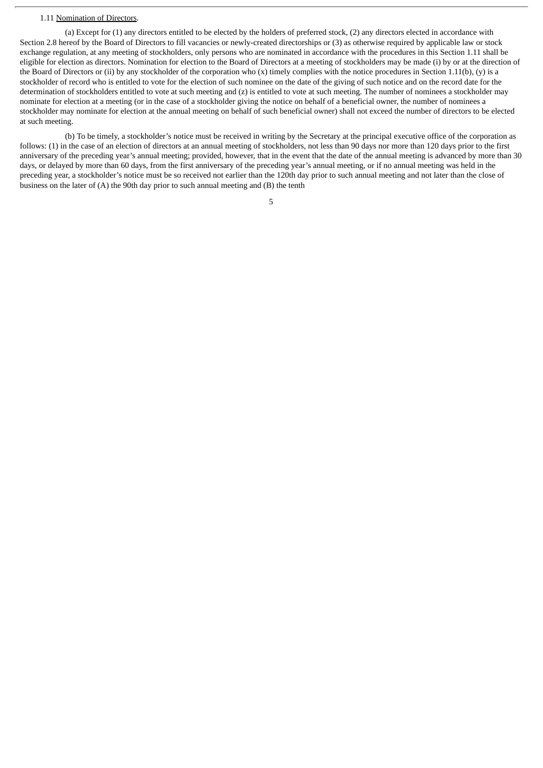1.11 Nomination of Directors.

(a) Except for (1) any directors entitled to be elected by the holders of preferred stock, (2) any directors elected in accordance with Section 2.8 hereof by the Board of Directors to fill vacancies or newly-created directorships or (3) as otherwise required by applicable law or stock exchange regulation, at any meeting of stockholders, only persons who are nominated in accordance with the procedures in this Section 1.11 shall be eligible for election as directors. Nomination for election to the Board of Directors at a meeting of stockholders may be made (i) by or at the direction of the Board of Directors or (ii) by any stockholder of the corporation who (x) timely complies with the notice procedures in Section 1.11(b), (y) is a stockholder of record who is entitled to vote for the election of such nominee on the date of the giving of such notice and on the record date for the determination of stockholders entitled to vote at such meeting and (z) is entitled to vote at such meeting. The number of nominees a stockholder may nominate for election at a meeting (or in the case of a stockholder giving the notice on behalf of a beneficial owner, the number of nominees a stockholder may nominate for election at the annual meeting on behalf of such beneficial owner) shall not exceed the number of directors to be elected at such meeting.

(b) To be timely, a stockholder's notice must be received in writing by the Secretary at the principal executive office of the corporation as follows: (1) in the case of an election of directors at an annual meeting of stockholders, not less than 90 days nor more than 120 days prior to the first anniversary of the preceding year's annual meeting; provided, however, that in the event that the date of the annual meeting is advanced by more than 30 days, or delayed by more than 60 days, from the first anniversary of the preceding year's annual meeting, or if no annual meeting was held in the preceding year, a stockholder's notice must be so received not earlier than the 120th day prior to such annual meeting and not later than the close of business on the later of (A) the 90th day prior to such annual meeting and (B) the tenth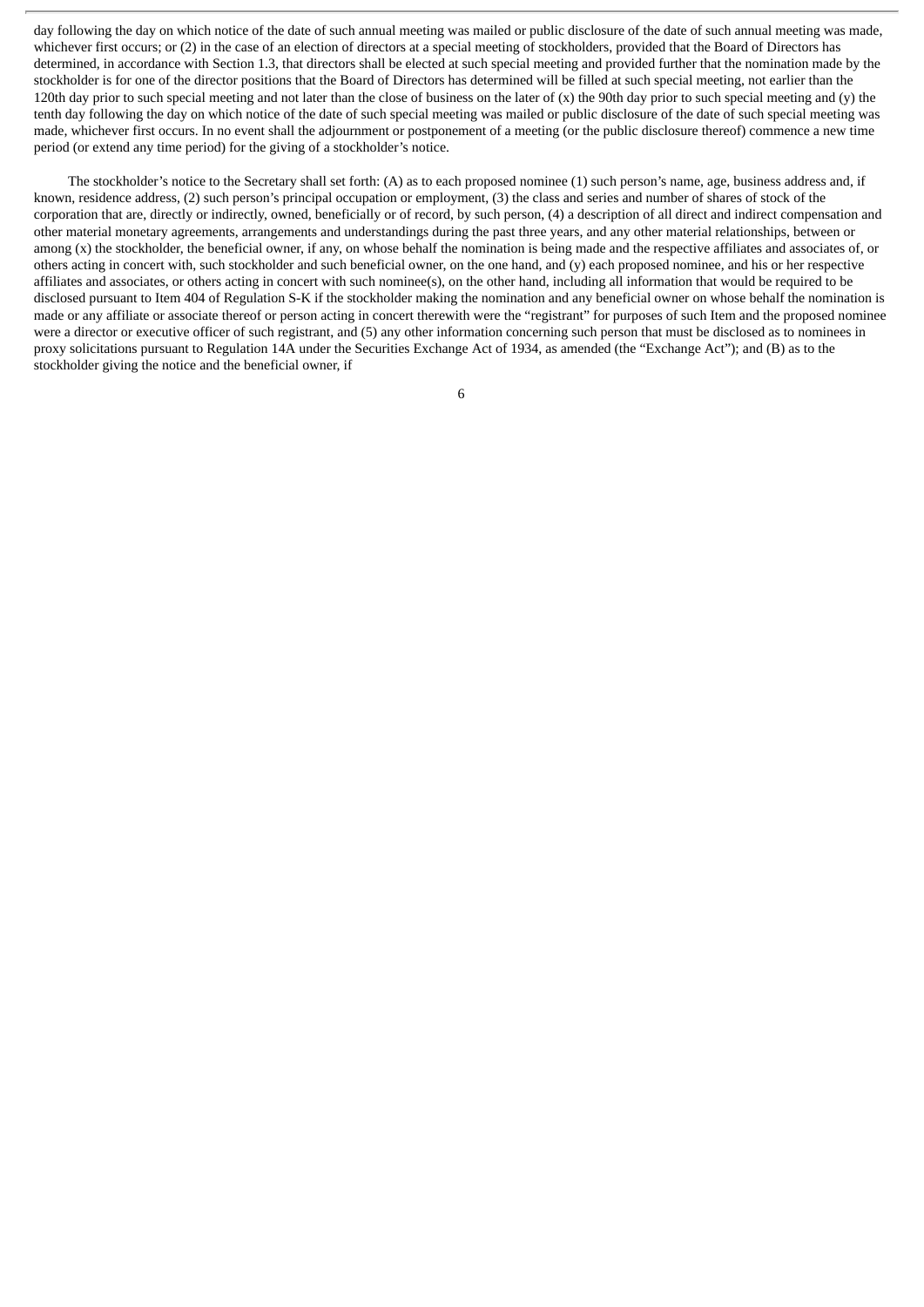day following the day on which notice of the date of such annual meeting was mailed or public disclosure of the date of such annual meeting was made, whichever first occurs; or (2) in the case of an election of directors at a special meeting of stockholders, provided that the Board of Directors has determined, in accordance with Section 1.3, that directors shall be elected at such special meeting and provided further that the nomination made by the stockholder is for one of the director positions that the Board of Directors has determined will be filled at such special meeting, not earlier than the 120th day prior to such special meeting and not later than the close of business on the later of (x) the 90th day prior to such special meeting and (y) the tenth day following the day on which notice of the date of such special meeting was mailed or public disclosure of the date of such special meeting was made, whichever first occurs. In no event shall the adjournment or postponement of a meeting (or the public disclosure thereof) commence a new time period (or extend any time period) for the giving of a stockholder's notice.

The stockholder's notice to the Secretary shall set forth: (A) as to each proposed nominee (1) such person's name, age, business address and, if known, residence address, (2) such person's principal occupation or employment, (3) the class and series and number of shares of stock of the corporation that are, directly or indirectly, owned, beneficially or of record, by such person, (4) a description of all direct and indirect compensation and other material monetary agreements, arrangements and understandings during the past three years, and any other material relationships, between or among (x) the stockholder, the beneficial owner, if any, on whose behalf the nomination is being made and the respective affiliates and associates of, or others acting in concert with, such stockholder and such beneficial owner, on the one hand, and (y) each proposed nominee, and his or her respective affiliates and associates, or others acting in concert with such nominee(s), on the other hand, including all information that would be required to be disclosed pursuant to Item 404 of Regulation S-K if the stockholder making the nomination and any beneficial owner on whose behalf the nomination is made or any affiliate or associate thereof or person acting in concert therewith were the "registrant" for purposes of such Item and the proposed nominee were a director or executive officer of such registrant, and (5) any other information concerning such person that must be disclosed as to nominees in proxy solicitations pursuant to Regulation 14A under the Securities Exchange Act of 1934, as amended (the "Exchange Act"); and (B) as to the stockholder giving the notice and the beneficial owner, if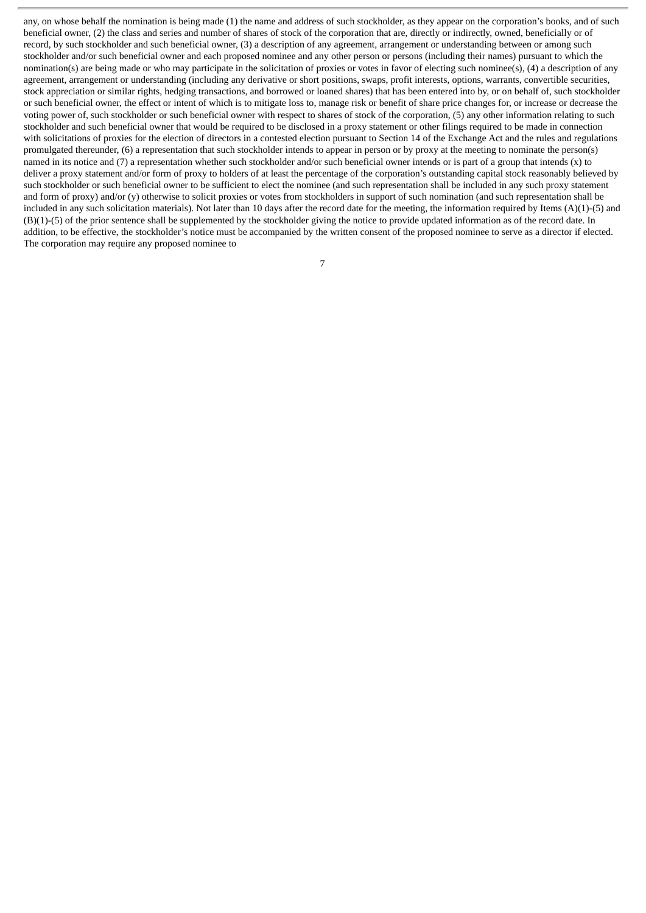any, on whose behalf the nomination is being made (1) the name and address of such stockholder, as they appear on the corporation's books, and of such beneficial owner, (2) the class and series and number of shares of stock of the corporation that are, directly or indirectly, owned, beneficially or of record, by such stockholder and such beneficial owner, (3) a description of any agreement, arrangement or understanding between or among such stockholder and/or such beneficial owner and each proposed nominee and any other person or persons (including their names) pursuant to which the nomination(s) are being made or who may participate in the solicitation of proxies or votes in favor of electing such nominee(s), (4) a description of any agreement, arrangement or understanding (including any derivative or short positions, swaps, profit interests, options, warrants, convertible securities, stock appreciation or similar rights, hedging transactions, and borrowed or loaned shares) that has been entered into by, or on behalf of, such stockholder or such beneficial owner, the effect or intent of which is to mitigate loss to, manage risk or benefit of share price changes for, or increase or decrease the voting power of, such stockholder or such beneficial owner with respect to shares of stock of the corporation, (5) any other information relating to such stockholder and such beneficial owner that would be required to be disclosed in a proxy statement or other filings required to be made in connection with solicitations of proxies for the election of directors in a contested election pursuant to Section 14 of the Exchange Act and the rules and regulations promulgated thereunder, (6) a representation that such stockholder intends to appear in person or by proxy at the meeting to nominate the person(s) named in its notice and (7) a representation whether such stockholder and/or such beneficial owner intends or is part of a group that intends (x) to deliver a proxy statement and/or form of proxy to holders of at least the percentage of the corporation's outstanding capital stock reasonably believed by such stockholder or such beneficial owner to be sufficient to elect the nominee (and such representation shall be included in any such proxy statement and form of proxy) and/or (y) otherwise to solicit proxies or votes from stockholders in support of such nomination (and such representation shall be included in any such solicitation materials). Not later than 10 days after the record date for the meeting, the information required by Items (A)(1)-(5) and (B)(1)-(5) of the prior sentence shall be supplemented by the stockholder giving the notice to provide updated information as of the record date. In addition, to be effective, the stockholder's notice must be accompanied by the written consent of the proposed nominee to serve as a director if elected. The corporation may require any proposed nominee to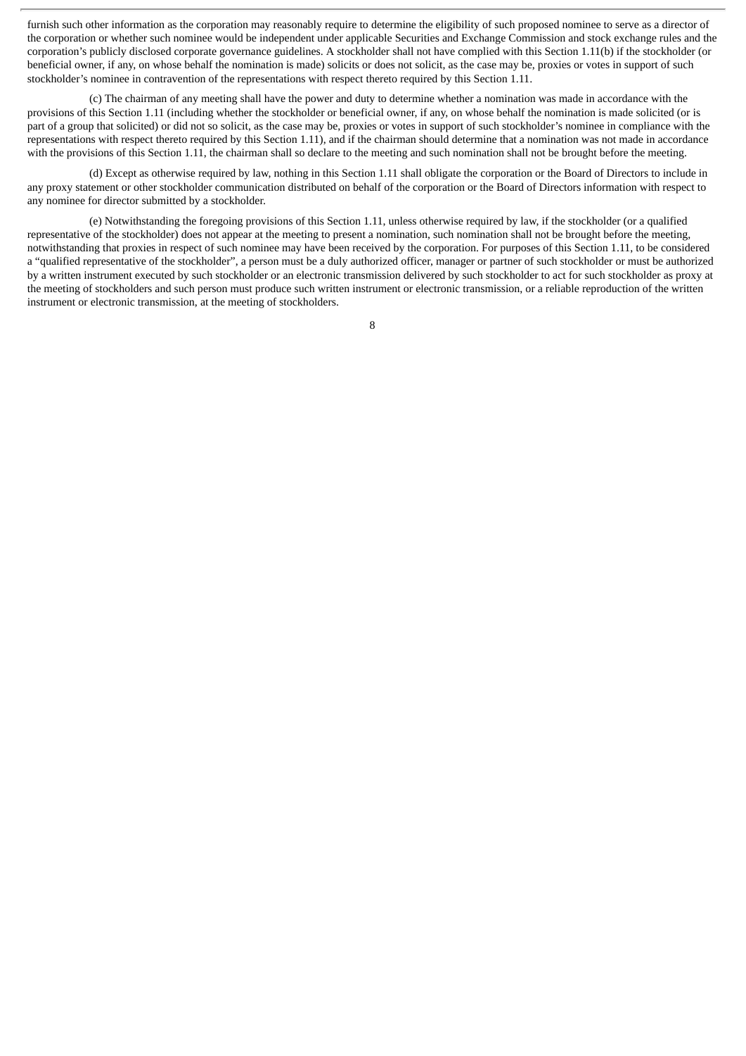furnish such other information as the corporation may reasonably require to determine the eligibility of such proposed nominee to serve as a director of the corporation or whether such nominee would be independent under applicable Securities and Exchange Commission and stock exchange rules and the corporation's publicly disclosed corporate governance guidelines. A stockholder shall not have complied with this Section 1.11(b) if the stockholder (or beneficial owner, if any, on whose behalf the nomination is made) solicits or does not solicit, as the case may be, proxies or votes in support of such stockholder's nominee in contravention of the representations with respect thereto required by this Section 1.11.

(c) The chairman of any meeting shall have the power and duty to determine whether a nomination was made in accordance with the provisions of this Section 1.11 (including whether the stockholder or beneficial owner, if any, on whose behalf the nomination is made solicited (or is part of a group that solicited) or did not so solicit, as the case may be, proxies or votes in support of such stockholder's nominee in compliance with the representations with respect thereto required by this Section 1.11), and if the chairman should determine that a nomination was not made in accordance with the provisions of this Section 1.11, the chairman shall so declare to the meeting and such nomination shall not be brought before the meeting.

(d) Except as otherwise required by law, nothing in this Section 1.11 shall obligate the corporation or the Board of Directors to include in any proxy statement or other stockholder communication distributed on behalf of the corporation or the Board of Directors information with respect to any nominee for director submitted by a stockholder.

(e) Notwithstanding the foregoing provisions of this Section 1.11, unless otherwise required by law, if the stockholder (or a qualified representative of the stockholder) does not appear at the meeting to present a nomination, such nomination shall not be brought before the meeting, notwithstanding that proxies in respect of such nominee may have been received by the corporation. For purposes of this Section 1.11, to be considered a "qualified representative of the stockholder", a person must be a duly authorized officer, manager or partner of such stockholder or must be authorized by a written instrument executed by such stockholder or an electronic transmission delivered by such stockholder to act for such stockholder as proxy at the meeting of stockholders and such person must produce such written instrument or electronic transmission, or a reliable reproduction of the written instrument or electronic transmission, at the meeting of stockholders.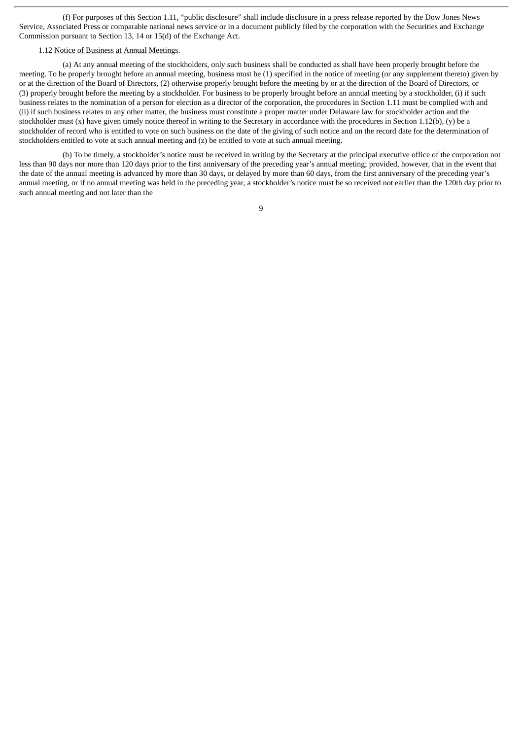(f) For purposes of this Section 1.11, "public disclosure" shall include disclosure in a press release reported by the Dow Jones News Service, Associated Press or comparable national news service or in a document publicly filed by the corporation with the Securities and Exchange Commission pursuant to Section 13, 14 or 15(d) of the Exchange Act.

1.12 Notice of Business at Annual Meetings.

(a) At any annual meeting of the stockholders, only such business shall be conducted as shall have been properly brought before the meeting. To be properly brought before an annual meeting, business must be (1) specified in the notice of meeting (or any supplement thereto) given by or at the direction of the Board of Directors, (2) otherwise properly brought before the meeting by or at the direction of the Board of Directors, or (3) properly brought before the meeting by a stockholder. For business to be properly brought before an annual meeting by a stockholder, (i) if such business relates to the nomination of a person for election as a director of the corporation, the procedures in Section 1.11 must be complied with and (ii) if such business relates to any other matter, the business must constitute a proper matter under Delaware law for stockholder action and the stockholder must (x) have given timely notice thereof in writing to the Secretary in accordance with the procedures in Section 1.12(b), (y) be a stockholder of record who is entitled to vote on such business on the date of the giving of such notice and on the record date for the determination of stockholders entitled to vote at such annual meeting and (z) be entitled to vote at such annual meeting.

(b) To be timely, a stockholder's notice must be received in writing by the Secretary at the principal executive office of the corporation not less than 90 days nor more than 120 days prior to the first anniversary of the preceding year's annual meeting; provided, however, that in the event that the date of the annual meeting is advanced by more than 30 days, or delayed by more than 60 days, from the first anniversary of the preceding year's annual meeting, or if no annual meeting was held in the preceding year, a stockholder's notice must be so received not earlier than the 120th day prior to such annual meeting and not later than the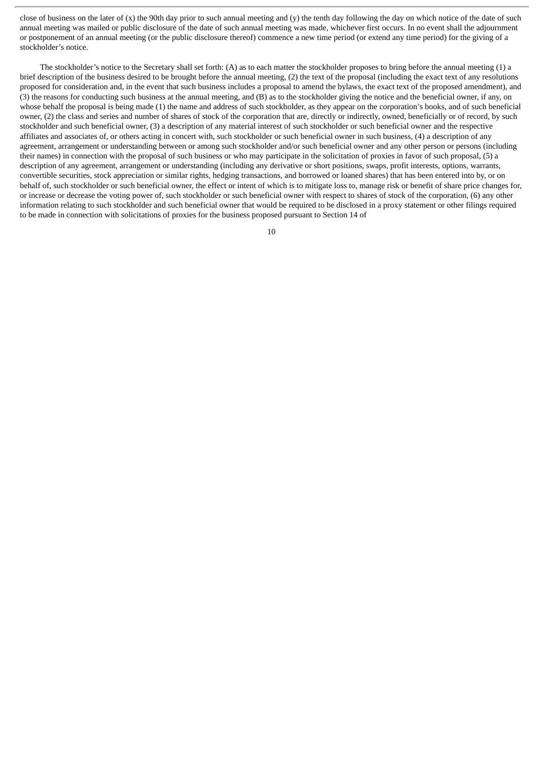close of business on the later of (x) the 90th day prior to such annual meeting and (y) the tenth day following the day on which notice of the date of such annual meeting was mailed or public disclosure of the date of such annual meeting was made, whichever first occurs. In no event shall the adjournment or postponement of an annual meeting (or the public disclosure thereof) commence a new time period (or extend any time period) for the giving of a stockholder's notice.

The stockholder's notice to the Secretary shall set forth: (A) as to each matter the stockholder proposes to bring before the annual meeting (1) a brief description of the business desired to be brought before the annual meeting, (2) the text of the proposal (including the exact text of any resolutions proposed for consideration and, in the event that such business includes a proposal to amend the bylaws, the exact text of the proposed amendment), and (3) the reasons for conducting such business at the annual meeting, and (B) as to the stockholder giving the notice and the beneficial owner, if any, on whose behalf the proposal is being made (1) the name and address of such stockholder, as they appear on the corporation's books, and of such beneficial owner, (2) the class and series and number of shares of stock of the corporation that are, directly or indirectly, owned, beneficially or of record, by such stockholder and such beneficial owner, (3) a description of any material interest of such stockholder or such beneficial owner and the respective affiliates and associates of, or others acting in concert with, such stockholder or such beneficial owner in such business, (4) a description of any agreement, arrangement or understanding between or among such stockholder and/or such beneficial owner and any other person or persons (including their names) in connection with the proposal of such business or who may participate in the solicitation of proxies in favor of such proposal, (5) a description of any agreement, arrangement or understanding (including any derivative or short positions, swaps, profit interests, options, warrants, convertible securities, stock appreciation or similar rights, hedging transactions, and borrowed or loaned shares) that has been entered into by, or on behalf of, such stockholder or such beneficial owner, the effect or intent of which is to mitigate loss to, manage risk or benefit of share price changes for, or increase or decrease the voting power of, such stockholder or such beneficial owner with respect to shares of stock of the corporation, (6) any other information relating to such stockholder and such beneficial owner that would be required to be disclosed in a proxy statement or other filings required to be made in connection with solicitations of proxies for the business proposed pursuant to Section 14 of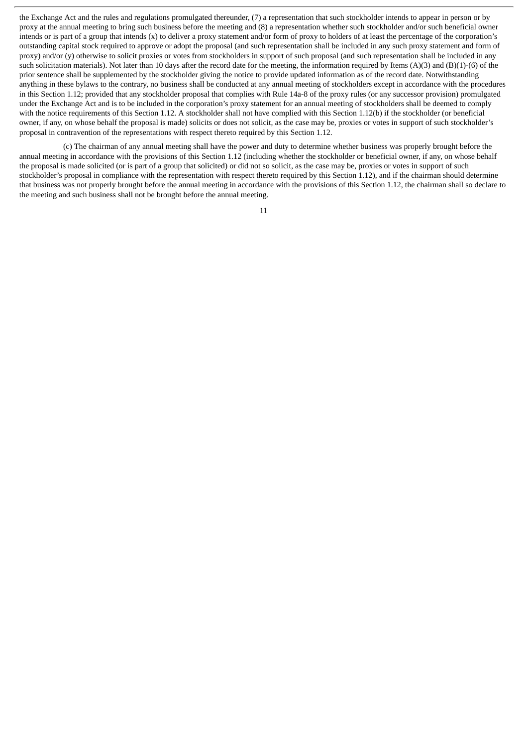the Exchange Act and the rules and regulations promulgated thereunder, (7) a representation that such stockholder intends to appear in person or by proxy at the annual meeting to bring such business before the meeting and (8) a representation whether such stockholder and/or such beneficial owner intends or is part of a group that intends (x) to deliver a proxy statement and/or form of proxy to holders of at least the percentage of the corporation's outstanding capital stock required to approve or adopt the proposal (and such representation shall be included in any such proxy statement and form of proxy) and/or (y) otherwise to solicit proxies or votes from stockholders in support of such proposal (and such representation shall be included in any such solicitation materials). Not later than 10 days after the record date for the meeting, the information required by Items (A)(3) and (B)(1)-(6) of the prior sentence shall be supplemented by the stockholder giving the notice to provide updated information as of the record date. Notwithstanding anything in these bylaws to the contrary, no business shall be conducted at any annual meeting of stockholders except in accordance with the procedures in this Section 1.12; provided that any stockholder proposal that complies with Rule 14a-8 of the proxy rules (or any successor provision) promulgated under the Exchange Act and is to be included in the corporation's proxy statement for an annual meeting of stockholders shall be deemed to comply with the notice requirements of this Section 1.12. A stockholder shall not have complied with this Section 1.12(b) if the stockholder (or beneficial owner, if any, on whose behalf the proposal is made) solicits or does not solicit, as the case may be, proxies or votes in support of such stockholder's proposal in contravention of the representations with respect thereto required by this Section 1.12.

(c) The chairman of any annual meeting shall have the power and duty to determine whether business was properly brought before the annual meeting in accordance with the provisions of this Section 1.12 (including whether the stockholder or beneficial owner, if any, on whose behalf the proposal is made solicited (or is part of a group that solicited) or did not so solicit, as the case may be, proxies or votes in support of such stockholder's proposal in compliance with the representation with respect thereto required by this Section 1.12), and if the chairman should determine that business was not properly brought before the annual meeting in accordance with the provisions of this Section 1.12, the chairman shall so declare to the meeting and such business shall not be brought before the annual meeting.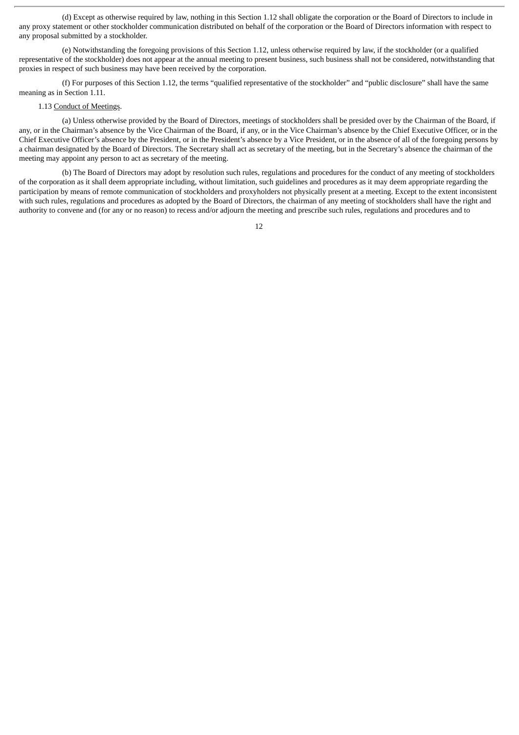(d) Except as otherwise required by law, nothing in this Section 1.12 shall obligate the corporation or the Board of Directors to include in any proxy statement or other stockholder communication distributed on behalf of the corporation or the Board of Directors information with respect to any proposal submitted by a stockholder.

(e) Notwithstanding the foregoing provisions of this Section 1.12, unless otherwise required by law, if the stockholder (or a qualified representative of the stockholder) does not appear at the annual meeting to present business, such business shall not be considered, notwithstanding that proxies in respect of such business may have been received by the corporation.

(f) For purposes of this Section 1.12, the terms "qualified representative of the stockholder" and "public disclosure" shall have the same meaning as in Section 1.11.

1.13 Conduct of Meetings.

(a) Unless otherwise provided by the Board of Directors, meetings of stockholders shall be presided over by the Chairman of the Board, if any, or in the Chairman's absence by the Vice Chairman of the Board, if any, or in the Vice Chairman's absence by the Chief Executive Officer, or in the Chief Executive Officer's absence by the President, or in the President's absence by a Vice President, or in the absence of all of the foregoing persons by a chairman designated by the Board of Directors. The Secretary shall act as secretary of the meeting, but in the Secretary's absence the chairman of the meeting may appoint any person to act as secretary of the meeting.

(b) The Board of Directors may adopt by resolution such rules, regulations and procedures for the conduct of any meeting of stockholders of the corporation as it shall deem appropriate including, without limitation, such guidelines and procedures as it may deem appropriate regarding the participation by means of remote communication of stockholders and proxyholders not physically present at a meeting. Except to the extent inconsistent with such rules, regulations and procedures as adopted by the Board of Directors, the chairman of any meeting of stockholders shall have the right and authority to convene and (for any or no reason) to recess and/or adjourn the meeting and prescribe such rules, regulations and procedures and to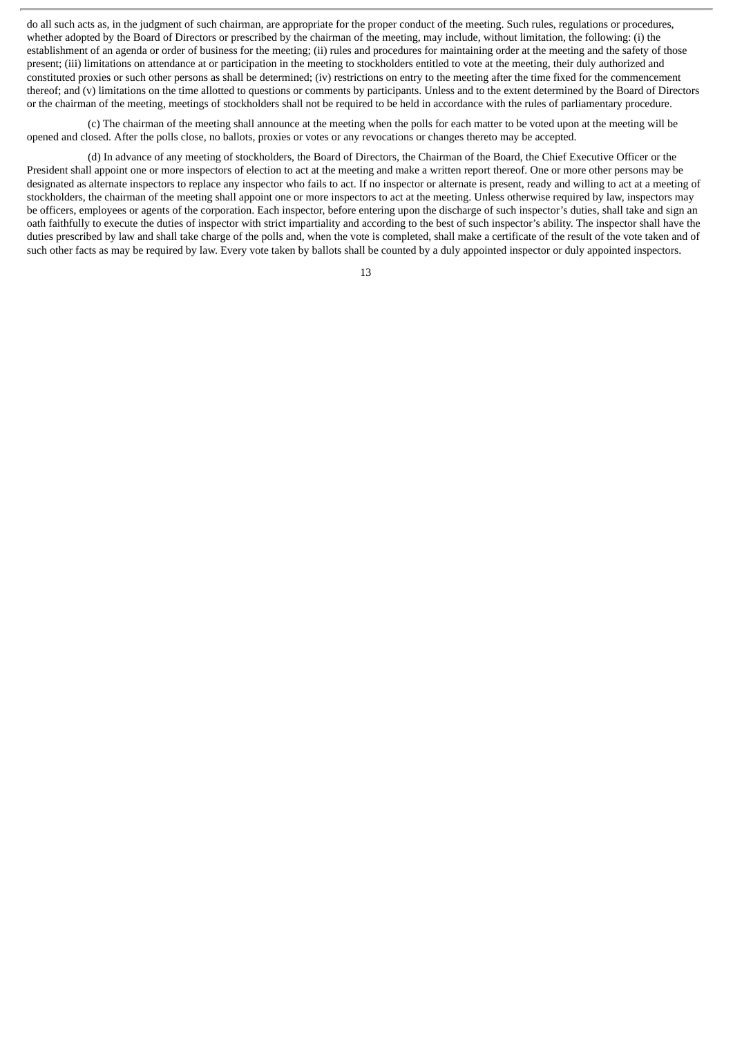do all such acts as, in the judgment of such chairman, are appropriate for the proper conduct of the meeting. Such rules, regulations or procedures, whether adopted by the Board of Directors or prescribed by the chairman of the meeting, may include, without limitation, the following: (i) the establishment of an agenda or order of business for the meeting; (ii) rules and procedures for maintaining order at the meeting and the safety of those present; (iii) limitations on attendance at or participation in the meeting to stockholders entitled to vote at the meeting, their duly authorized and constituted proxies or such other persons as shall be determined; (iv) restrictions on entry to the meeting after the time fixed for the commencement thereof; and (v) limitations on the time allotted to questions or comments by participants. Unless and to the extent determined by the Board of Directors or the chairman of the meeting, meetings of stockholders shall not be required to be held in accordance with the rules of parliamentary procedure.

(c) The chairman of the meeting shall announce at the meeting when the polls for each matter to be voted upon at the meeting will be opened and closed. After the polls close, no ballots, proxies or votes or any revocations or changes thereto may be accepted.

(d) In advance of any meeting of stockholders, the Board of Directors, the Chairman of the Board, the Chief Executive Officer or the President shall appoint one or more inspectors of election to act at the meeting and make a written report thereof. One or more other persons may be designated as alternate inspectors to replace any inspector who fails to act. If no inspector or alternate is present, ready and willing to act at a meeting of stockholders, the chairman of the meeting shall appoint one or more inspectors to act at the meeting. Unless otherwise required by law, inspectors may be officers, employees or agents of the corporation. Each inspector, before entering upon the discharge of such inspector's duties, shall take and sign an oath faithfully to execute the duties of inspector with strict impartiality and according to the best of such inspector's ability. The inspector shall have the duties prescribed by law and shall take charge of the polls and, when the vote is completed, shall make a certificate of the result of the vote taken and of such other facts as may be required by law. Every vote taken by ballots shall be counted by a duly appointed inspector or duly appointed inspectors.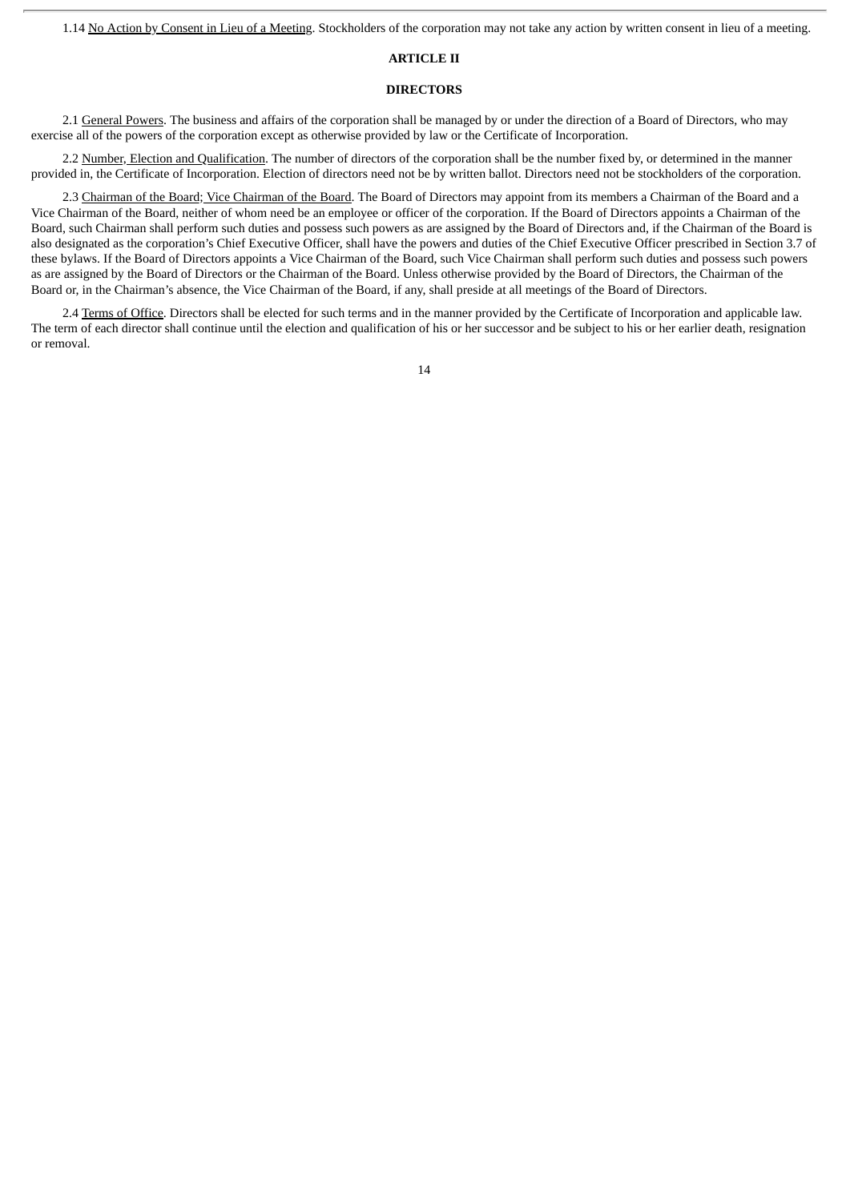1.14 No Action by Consent in Lieu of a Meeting. Stockholders of the corporation may not take any action by written consent in lieu of a meeting.

## ARTICLE II

## DIRECTORS

2.1 General Powers. The business and affairs of the corporation shall be managed by or under the direction of a Board of Directors, who may exercise all of the powers of the corporation except as otherwise provided by law or the Certificate of Incorporation.

2.2 Number, Election and Qualification. The number of directors of the corporation shall be the number fixed by, or determined in the manner provided in, the Certificate of Incorporation. Election of directors need not be by written ballot. Directors need not be stockholders of the corporation.

2.3 Chairman of the Board; Vice Chairman of the Board. The Board of Directors may appoint from its members a Chairman of the Board and a Vice Chairman of the Board, neither of whom need be an employee or officer of the corporation. If the Board of Directors appoints a Chairman of the Board, such Chairman shall perform such duties and possess such powers as are assigned by the Board of Directors and, if the Chairman of the Board is also designated as the corporation's Chief Executive Officer, shall have the powers and duties of the Chief Executive Officer prescribed in Section 3.7 of these bylaws. If the Board of Directors appoints a Vice Chairman of the Board, such Vice Chairman shall perform such duties and possess such powers as are assigned by the Board of Directors or the Chairman of the Board. Unless otherwise provided by the Board of Directors, the Chairman of the Board or, in the Chairman's absence, the Vice Chairman of the Board, if any, shall preside at all meetings of the Board of Directors.

2.4 Terms of Office. Directors shall be elected for such terms and in the manner provided by the Certificate of Incorporation and applicable law. The term of each director shall continue until the election and qualification of his or her successor and be subject to his or her earlier death, resignation or removal.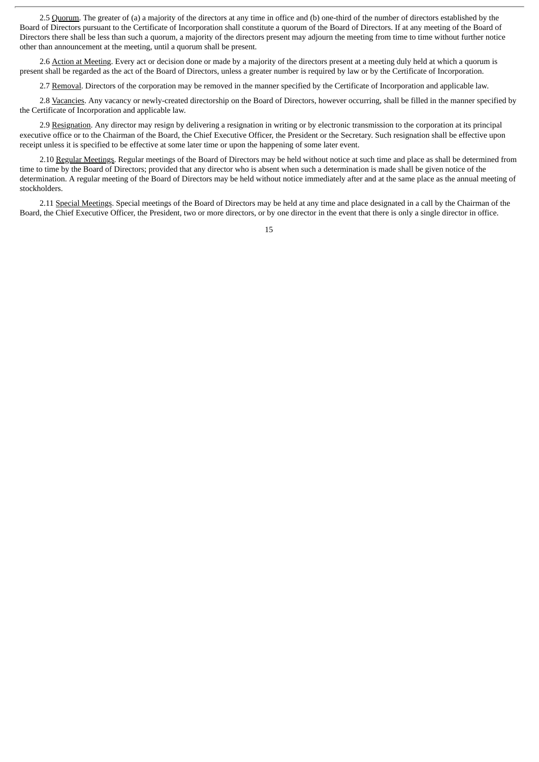2.5 Quorum. The greater of (a) a majority of the directors at any time in office and (b) one-third of the number of directors established by the Board of Directors pursuant to the Certificate of Incorporation shall constitute a quorum of the Board of Directors. If at any meeting of the Board of Directors there shall be less than such a quorum, a majority of the directors present may adjourn the meeting from time to time without further notice other than announcement at the meeting, until a quorum shall be present.

2.6 Action at Meeting. Every act or decision done or made by a majority of the directors present at a meeting duly held at which a quorum is present shall be regarded as the act of the Board of Directors, unless a greater number is required by law or by the Certificate of Incorporation.

2.7 Removal. Directors of the corporation may be removed in the manner specified by the Certificate of Incorporation and applicable law.

2.8 Vacancies. Any vacancy or newly-created directorship on the Board of Directors, however occurring, shall be filled in the manner specified by the Certificate of Incorporation and applicable law.

2.9 Resignation. Any director may resign by delivering a resignation in writing or by electronic transmission to the corporation at its principal executive office or to the Chairman of the Board, the Chief Executive Officer, the President or the Secretary. Such resignation shall be effective upon receipt unless it is specified to be effective at some later time or upon the happening of some later event.

2.10 Regular Meetings. Regular meetings of the Board of Directors may be held without notice at such time and place as shall be determined from time to time by the Board of Directors; provided that any director who is absent when such a determination is made shall be given notice of the determination. A regular meeting of the Board of Directors may be held without notice immediately after and at the same place as the annual meeting of stockholders.

2.11 Special Meetings. Special meetings of the Board of Directors may be held at any time and place designated in a call by the Chairman of the Board, the Chief Executive Officer, the President, two or more directors, or by one director in the event that there is only a single director in office.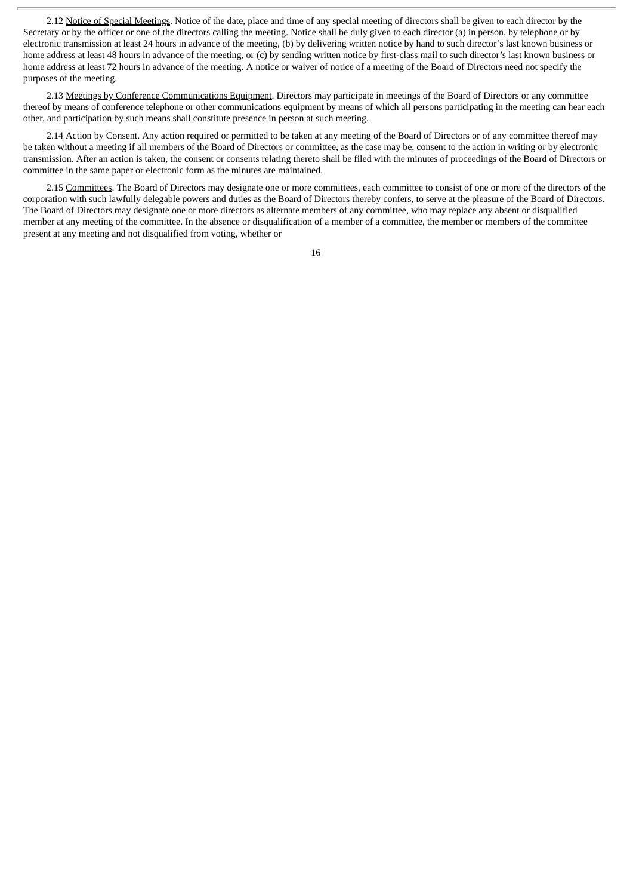2.12 Notice of Special Meetings. Notice of the date, place and time of any special meeting of directors shall be given to each director by the Secretary or by the officer or one of the directors calling the meeting. Notice shall be duly given to each director (a) in person, by telephone or by electronic transmission at least 24 hours in advance of the meeting, (b) by delivering written notice by hand to such director's last known business or home address at least 48 hours in advance of the meeting, or (c) by sending written notice by first-class mail to such director's last known business or home address at least 72 hours in advance of the meeting. A notice or waiver of notice of a meeting of the Board of Directors need not specify the purposes of the meeting.

2.13 Meetings by Conference Communications Equipment. Directors may participate in meetings of the Board of Directors or any committee thereof by means of conference telephone or other communications equipment by means of which all persons participating in the meeting can hear each other, and participation by such means shall constitute presence in person at such meeting.

2.14 Action by Consent. Any action required or permitted to be taken at any meeting of the Board of Directors or of any committee thereof may be taken without a meeting if all members of the Board of Directors or committee, as the case may be, consent to the action in writing or by electronic transmission. After an action is taken, the consent or consents relating thereto shall be filed with the minutes of proceedings of the Board of Directors or committee in the same paper or electronic form as the minutes are maintained.

2.15 Committees. The Board of Directors may designate one or more committees, each committee to consist of one or more of the directors of the corporation with such lawfully delegable powers and duties as the Board of Directors thereby confers, to serve at the pleasure of the Board of Directors. The Board of Directors may designate one or more directors as alternate members of any committee, who may replace any absent or disqualified member at any meeting of the committee. In the absence or disqualification of a member of a committee, the member or members of the committee present at any meeting and not disqualified from voting, whether or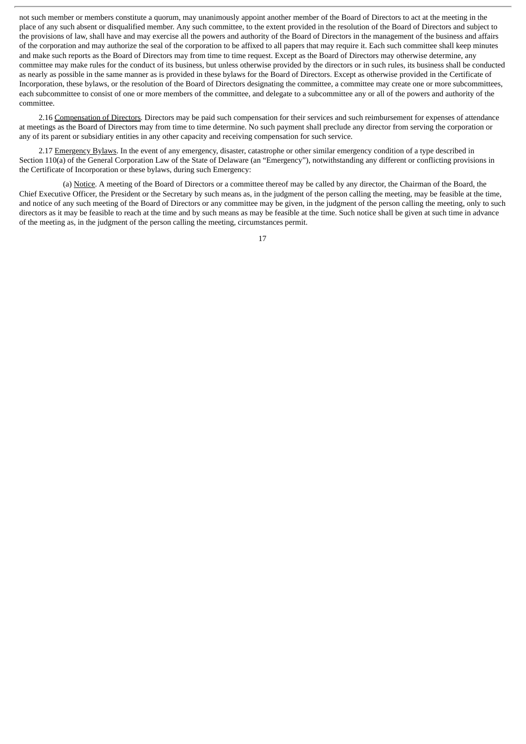not such member or members constitute a quorum, may unanimously appoint another member of the Board of Directors to act at the meeting in the place of any such absent or disqualified member. Any such committee, to the extent provided in the resolution of the Board of Directors and subject to the provisions of law, shall have and may exercise all the powers and authority of the Board of Directors in the management of the business and affairs of the corporation and may authorize the seal of the corporation to be affixed to all papers that may require it. Each such committee shall keep minutes and make such reports as the Board of Directors may from time to time request. Except as the Board of Directors may otherwise determine, any committee may make rules for the conduct of its business, but unless otherwise provided by the directors or in such rules, its business shall be conducted as nearly as possible in the same manner as is provided in these bylaws for the Board of Directors. Except as otherwise provided in the Certificate of Incorporation, these bylaws, or the resolution of the Board of Directors designating the committee, a committee may create one or more subcommittees, each subcommittee to consist of one or more members of the committee, and delegate to a subcommittee any or all of the powers and authority of the committee.

2.16 Compensation of Directors. Directors may be paid such compensation for their services and such reimbursement for expenses of attendance at meetings as the Board of Directors may from time to time determine. No such payment shall preclude any director from serving the corporation or any of its parent or subsidiary entities in any other capacity and receiving compensation for such service.

2.17 Emergency Bylaws. In the event of any emergency, disaster, catastrophe or other similar emergency condition of a type described in Section 110(a) of the General Corporation Law of the State of Delaware (an "Emergency"), notwithstanding any different or conflicting provisions in the Certificate of Incorporation or these bylaws, during such Emergency:

(a) Notice. A meeting of the Board of Directors or a committee thereof may be called by any director, the Chairman of the Board, the Chief Executive Officer, the President or the Secretary by such means as, in the judgment of the person calling the meeting, may be feasible at the time, and notice of any such meeting of the Board of Directors or any committee may be given, in the judgment of the person calling the meeting, only to such directors as it may be feasible to reach at the time and by such means as may be feasible at the time. Such notice shall be given at such time in advance of the meeting as, in the judgment of the person calling the meeting, circumstances permit.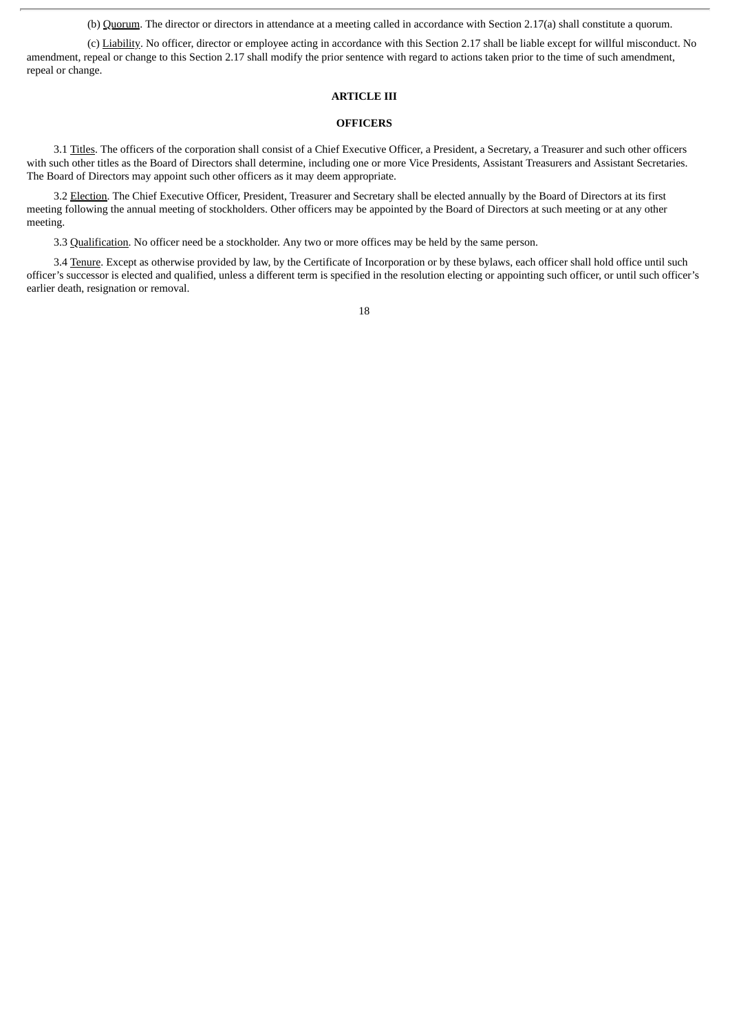(b) Quorum. The director or directors in attendance at a meeting called in accordance with Section 2.17(a) shall constitute a quorum.

(c) Liability. No officer, director or employee acting in accordance with this Section 2.17 shall be liable except for willful misconduct. No amendment, repeal or change to this Section 2.17 shall modify the prior sentence with regard to actions taken prior to the time of such amendment, repeal or change.

## ARTICLE III

## OFFICERS

3.1 Titles. The officers of the corporation shall consist of a Chief Executive Officer, a President, a Secretary, a Treasurer and such other officers with such other titles as the Board of Directors shall determine, including one or more Vice Presidents, Assistant Treasurers and Assistant Secretaries. The Board of Directors may appoint such other officers as it may deem appropriate.

3.2 Election. The Chief Executive Officer, President, Treasurer and Secretary shall be elected annually by the Board of Directors at its first meeting following the annual meeting of stockholders. Other officers may be appointed by the Board of Directors at such meeting or at any other meeting.

3.3 Qualification. No officer need be a stockholder. Any two or more offices may be held by the same person.

3.4 Tenure. Except as otherwise provided by law, by the Certificate of Incorporation or by these bylaws, each officer shall hold office until such officer's successor is elected and qualified, unless a different term is specified in the resolution electing or appointing such officer, or until such officer's earlier death, resignation or removal.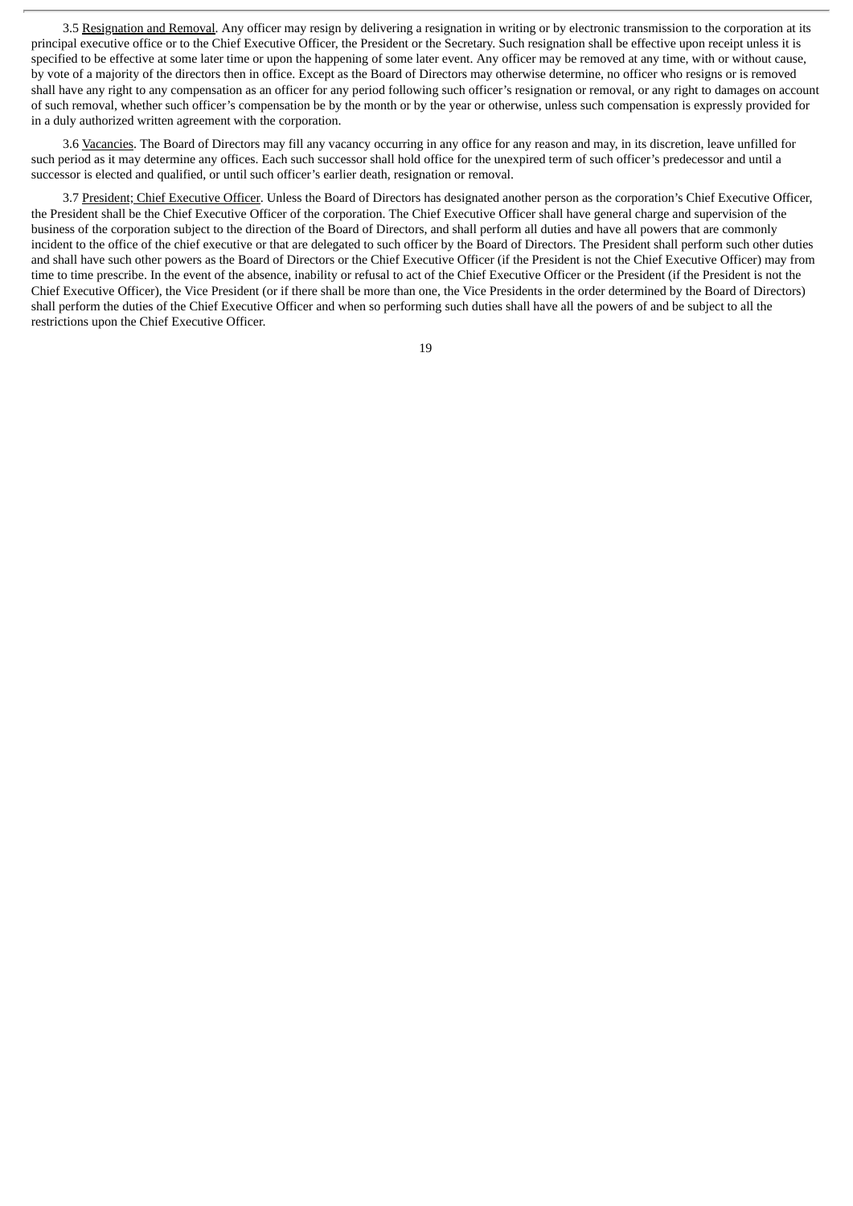3.5 Resignation and Removal. Any officer may resign by delivering a resignation in writing or by electronic transmission to the corporation at its principal executive office or to the Chief Executive Officer, the President or the Secretary. Such resignation shall be effective upon receipt unless it is specified to be effective at some later time or upon the happening of some later event. Any officer may be removed at any time, with or without cause, by vote of a majority of the directors then in office. Except as the Board of Directors may otherwise determine, no officer who resigns or is removed shall have any right to any compensation as an officer for any period following such officer's resignation or removal, or any right to damages on account of such removal, whether such officer's compensation be by the month or by the year or otherwise, unless such compensation is expressly provided for in a duly authorized written agreement with the corporation.

3.6 Vacancies. The Board of Directors may fill any vacancy occurring in any office for any reason and may, in its discretion, leave unfilled for such period as it may determine any offices. Each such successor shall hold office for the unexpired term of such officer's predecessor and until a successor is elected and qualified, or until such officer's earlier death, resignation or removal.

3.7 President; Chief Executive Officer. Unless the Board of Directors has designated another person as the corporation's Chief Executive Officer, the President shall be the Chief Executive Officer of the corporation. The Chief Executive Officer shall have general charge and supervision of the business of the corporation subject to the direction of the Board of Directors, and shall perform all duties and have all powers that are commonly incident to the office of the chief executive or that are delegated to such officer by the Board of Directors. The President shall perform such other duties and shall have such other powers as the Board of Directors or the Chief Executive Officer (if the President is not the Chief Executive Officer) may from time to time prescribe. In the event of the absence, inability or refusal to act of the Chief Executive Officer or the President (if the President is not the Chief Executive Officer), the Vice President (or if there shall be more than one, the Vice Presidents in the order determined by the Board of Directors) shall perform the duties of the Chief Executive Officer and when so performing such duties shall have all the powers of and be subject to all the restrictions upon the Chief Executive Officer.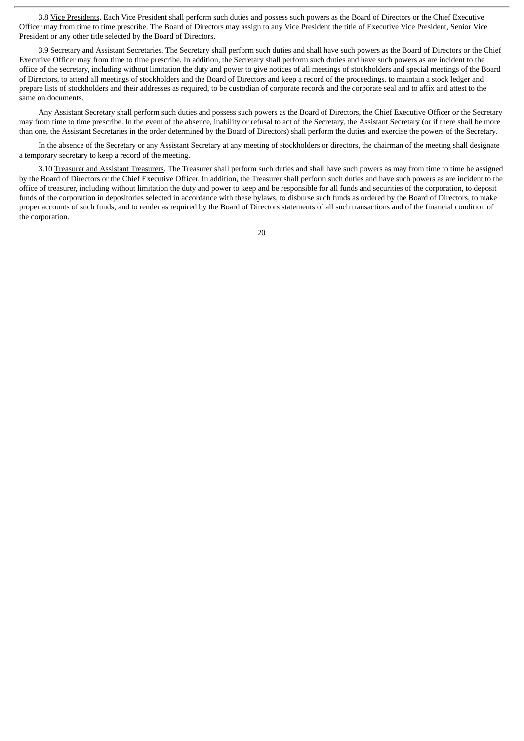3.8 <u>Vice Presidents</u>. Each Vice President shall perform such duties and possess such powers as the Board of Directors or the Chief Executive Officer may from time to time prescribe. The Board of Directors may assign to any Vice President the title of Executive Vice President, Senior Vice President or any other title selected by the Board of Directors.

3.9 <u>Secretary and Assistant Secretaries</u>. The Secretary shall perform such duties and shall have such powers as the Board of Directors or the Chief Executive Officer may from time to time prescribe. In addition, the Secretary shall perform such duties and have such powers as are incident to the office of the secretary, including without limitation the duty and power to give notices of all meetings of stockholders and special meetings of the Board of Directors, to attend all meetings of stockholders and the Board of Directors and keep a record of the proceedings, to maintain a stock ledger and prepare lists of stockholders and their addresses as required, to be custodian of corporate records and the corporate seal and to affix and attest to the same on documents.

Any Assistant Secretary shall perform such duties and possess such powers as the Board of Directors, the Chief Executive Officer or the Secretary may from time to time prescribe. In the event of the absence, inability or refusal to act of the Secretary, the Assistant Secretary (or if there shall be more than one, the Assistant Secretaries in the order determined by the Board of Directors) shall perform the duties and exercise the powers of the Secretary.

In the absence of the Secretary or any Assistant Secretary at any meeting of stockholders or directors, the chairman of the meeting shall designate a temporary secretary to keep a record of the meeting.

3.10 <u>Treasurer and Assistant Treasurers</u>. The Treasurer shall perform such duties and shall have such powers as may from time to time be assigned by the Board of Directors or the Chief Executive Officer. In addition, the Treasurer shall perform such duties and have such powers as are incident to the office of treasurer, including without limitation the duty and power to keep and be responsible for all funds and securities of the corporation, to deposit funds of the corporation in depositories selected in accordance with these bylaws, to disburse such funds as ordered by the Board of Directors, to make proper accounts of such funds, and to render as required by the Board of Directors statements of all such transactions and of the financial condition of the corporation.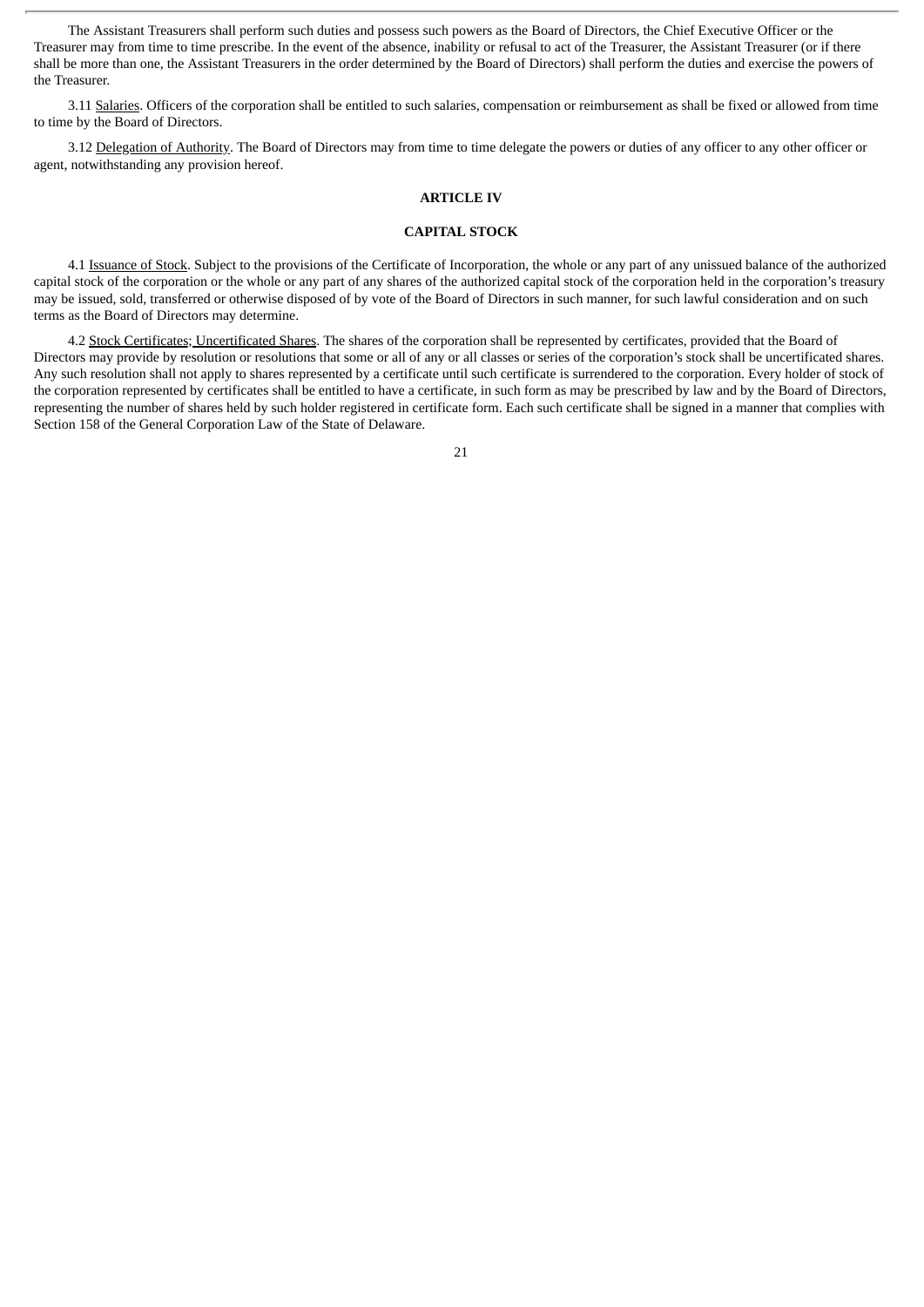The Assistant Treasurers shall perform such duties and possess such powers as the Board of Directors, the Chief Executive Officer or the Treasurer may from time to time prescribe. In the event of the absence, inability or refusal to act of the Treasurer, the Assistant Treasurer (or if there shall be more than one, the Assistant Treasurers in the order determined by the Board of Directors) shall perform the duties and exercise the powers of the Treasurer.

3.11 Salaries. Officers of the corporation shall be entitled to such salaries, compensation or reimbursement as shall be fixed or allowed from time to time by the Board of Directors.

3.12 Delegation of Authority. The Board of Directors may from time to time delegate the powers or duties of any officer to any other officer or agent, notwithstanding any provision hereof.

## ARTICLE IV

## CAPITAL STOCK

4.1 Issuance of Stock. Subject to the provisions of the Certificate of Incorporation, the whole or any part of any unissued balance of the authorized capital stock of the corporation or the whole or any part of any shares of the authorized capital stock of the corporation held in the corporation's treasury may be issued, sold, transferred or otherwise disposed of by vote of the Board of Directors in such manner, for such lawful consideration and on such terms as the Board of Directors may determine.

4.2 Stock Certificates; Uncertificated Shares. The shares of the corporation shall be represented by certificates, provided that the Board of Directors may provide by resolution or resolutions that some or all of any or all classes or series of the corporation's stock shall be uncertificated shares. Any such resolution shall not apply to shares represented by a certificate until such certificate is surrendered to the corporation. Every holder of stock of the corporation represented by certificates shall be entitled to have a certificate, in such form as may be prescribed by law and by the Board of Directors, representing the number of shares held by such holder registered in certificate form. Each such certificate shall be signed in a manner that complies with Section 158 of the General Corporation Law of the State of Delaware.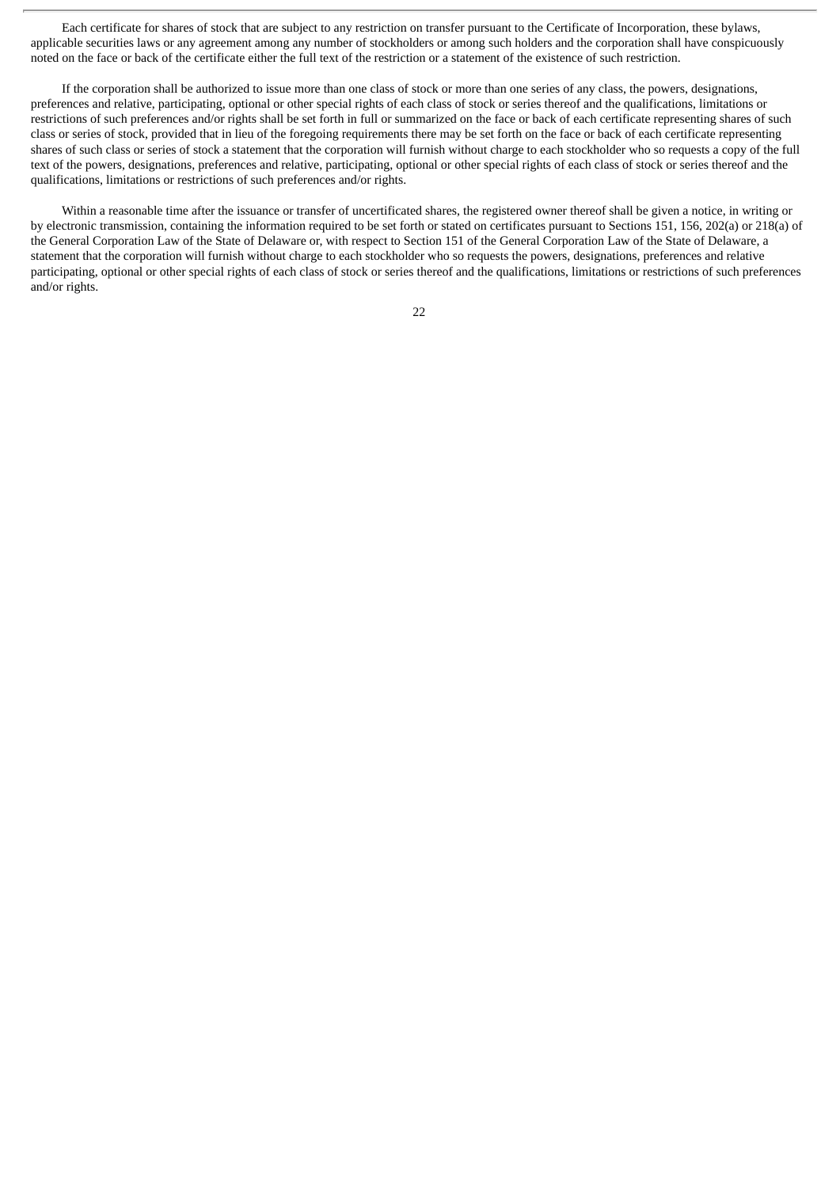Each certificate for shares of stock that are subject to any restriction on transfer pursuant to the Certificate of Incorporation, these bylaws, applicable securities laws or any agreement among any number of stockholders or among such holders and the corporation shall have conspicuously noted on the face or back of the certificate either the full text of the restriction or a statement of the existence of such restriction.

If the corporation shall be authorized to issue more than one class of stock or more than one series of any class, the powers, designations, preferences and relative, participating, optional or other special rights of each class of stock or series thereof and the qualifications, limitations or restrictions of such preferences and/or rights shall be set forth in full or summarized on the face or back of each certificate representing shares of such class or series of stock, provided that in lieu of the foregoing requirements there may be set forth on the face or back of each certificate representing shares of such class or series of stock a statement that the corporation will furnish without charge to each stockholder who so requests a copy of the full text of the powers, designations, preferences and relative, participating, optional or other special rights of each class of stock or series thereof and the qualifications, limitations or restrictions of such preferences and/or rights.

Within a reasonable time after the issuance or transfer of uncertificated shares, the registered owner thereof shall be given a notice, in writing or by electronic transmission, containing the information required to be set forth or stated on certificates pursuant to Sections 151, 156, 202(a) or 218(a) of the General Corporation Law of the State of Delaware or, with respect to Section 151 of the General Corporation Law of the State of Delaware, a statement that the corporation will furnish without charge to each stockholder who so requests the powers, designations, preferences and relative participating, optional or other special rights of each class of stock or series thereof and the qualifications, limitations or restrictions of such preferences and/or rights.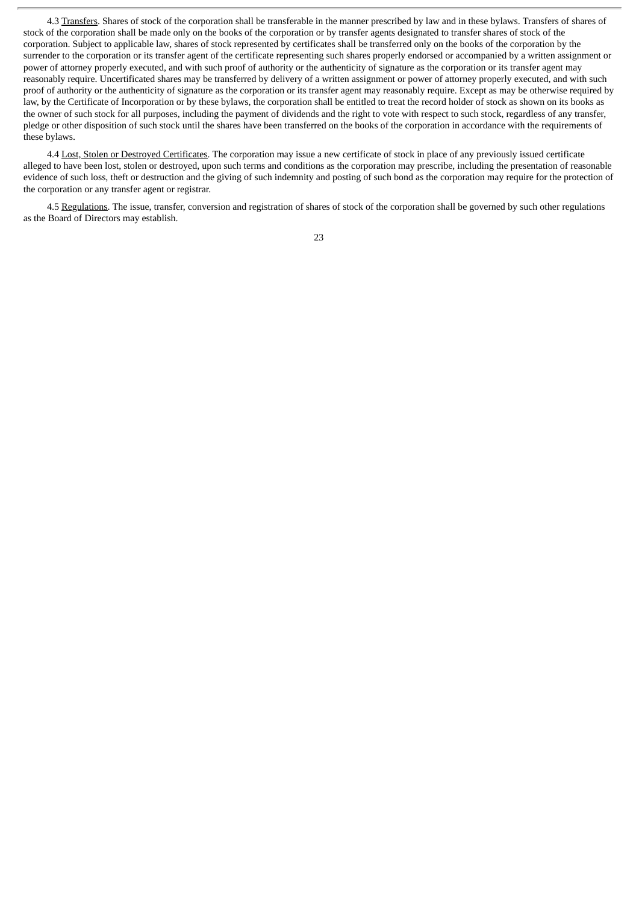4.3 Transfers. Shares of stock of the corporation shall be transferable in the manner prescribed by law and in these bylaws. Transfers of shares of stock of the corporation shall be made only on the books of the corporation or by transfer agents designated to transfer shares of stock of the corporation. Subject to applicable law, shares of stock represented by certificates shall be transferred only on the books of the corporation by the surrender to the corporation or its transfer agent of the certificate representing such shares properly endorsed or accompanied by a written assignment or power of attorney properly executed, and with such proof of authority or the authenticity of signature as the corporation or its transfer agent may reasonably require. Uncertificated shares may be transferred by delivery of a written assignment or power of attorney properly executed, and with such proof of authority or the authenticity of signature as the corporation or its transfer agent may reasonably require. Except as may be otherwise required by law, by the Certificate of Incorporation or by these bylaws, the corporation shall be entitled to treat the record holder of stock as shown on its books as the owner of such stock for all purposes, including the payment of dividends and the right to vote with respect to such stock, regardless of any transfer, pledge or other disposition of such stock until the shares have been transferred on the books of the corporation in accordance with the requirements of these bylaws.

4.4 Lost, Stolen or Destroyed Certificates. The corporation may issue a new certificate of stock in place of any previously issued certificate alleged to have been lost, stolen or destroyed, upon such terms and conditions as the corporation may prescribe, including the presentation of reasonable evidence of such loss, theft or destruction and the giving of such indemnity and posting of such bond as the corporation may require for the protection of the corporation or any transfer agent or registrar.

4.5 Regulations. The issue, transfer, conversion and registration of shares of stock of the corporation shall be governed by such other regulations as the Board of Directors may establish.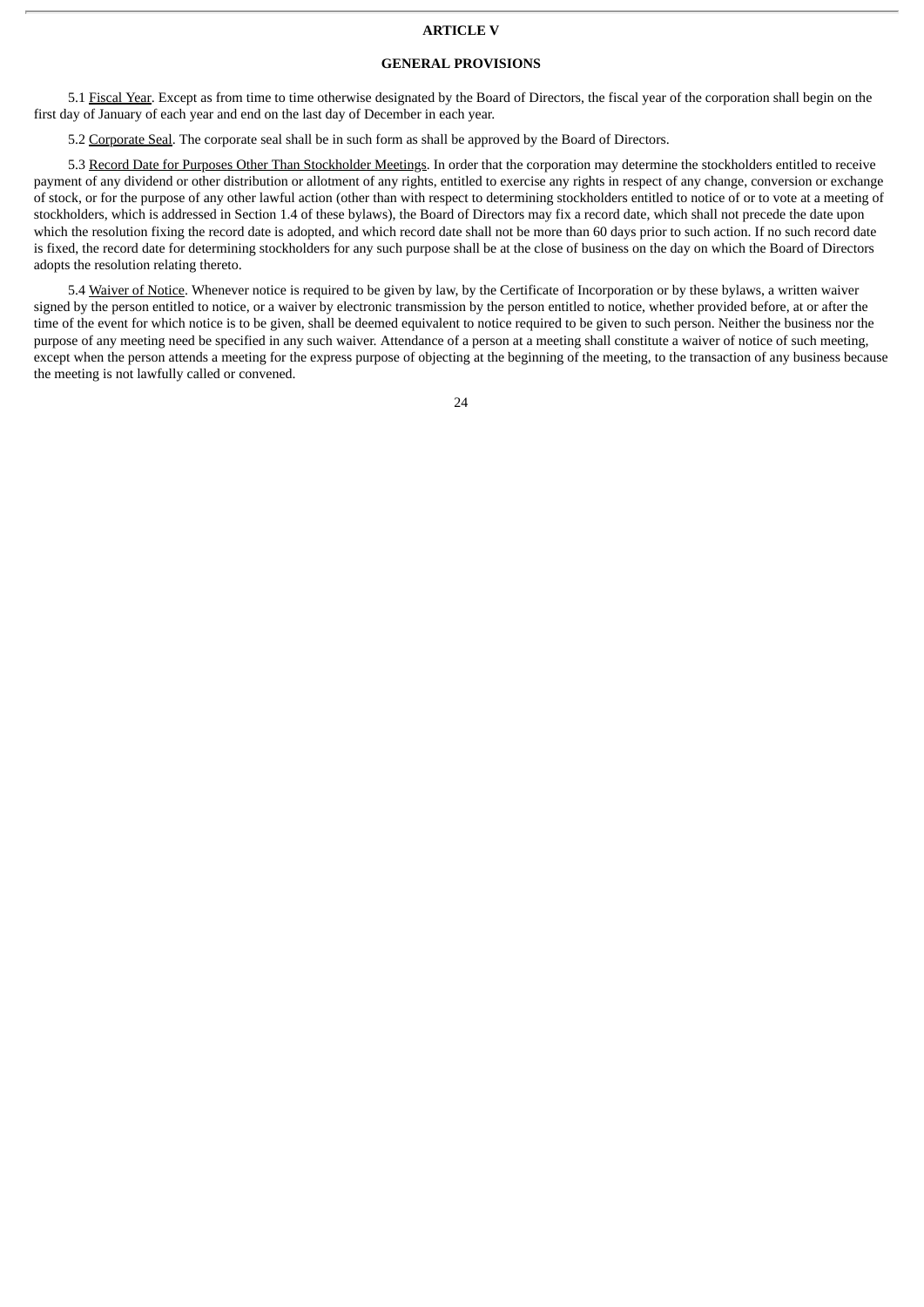## ARTICLE V

## GENERAL PROVISIONS

5.1 Fiscal Year. Except as from time to time otherwise designated by the Board of Directors, the fiscal year of the corporation shall begin on the first day of January of each year and end on the last day of December in each year.

5.2 Corporate Seal. The corporate seal shall be in such form as shall be approved by the Board of Directors.

5.3 Record Date for Purposes Other Than Stockholder Meetings. In order that the corporation may determine the stockholders entitled to receive payment of any dividend or other distribution or allotment of any rights, entitled to exercise any rights in respect of any change, conversion or exchange of stock, or for the purpose of any other lawful action (other than with respect to determining stockholders entitled to notice of or to vote at a meeting of stockholders, which is addressed in Section 1.4 of these bylaws), the Board of Directors may fix a record date, which shall not precede the date upon which the resolution fixing the record date is adopted, and which record date shall not be more than 60 days prior to such action. If no such record date is fixed, the record date for determining stockholders for any such purpose shall be at the close of business on the day on which the Board of Directors adopts the resolution relating thereto.

5.4 Waiver of Notice. Whenever notice is required to be given by law, by the Certificate of Incorporation or by these bylaws, a written waiver signed by the person entitled to notice, or a waiver by electronic transmission by the person entitled to notice, whether provided before, at or after the time of the event for which notice is to be given, shall be deemed equivalent to notice required to be given to such person. Neither the business nor the purpose of any meeting need be specified in any such waiver. Attendance of a person at a meeting shall constitute a waiver of notice of such meeting, except when the person attends a meeting for the express purpose of objecting at the beginning of the meeting, to the transaction of any business because the meeting is not lawfully called or convened.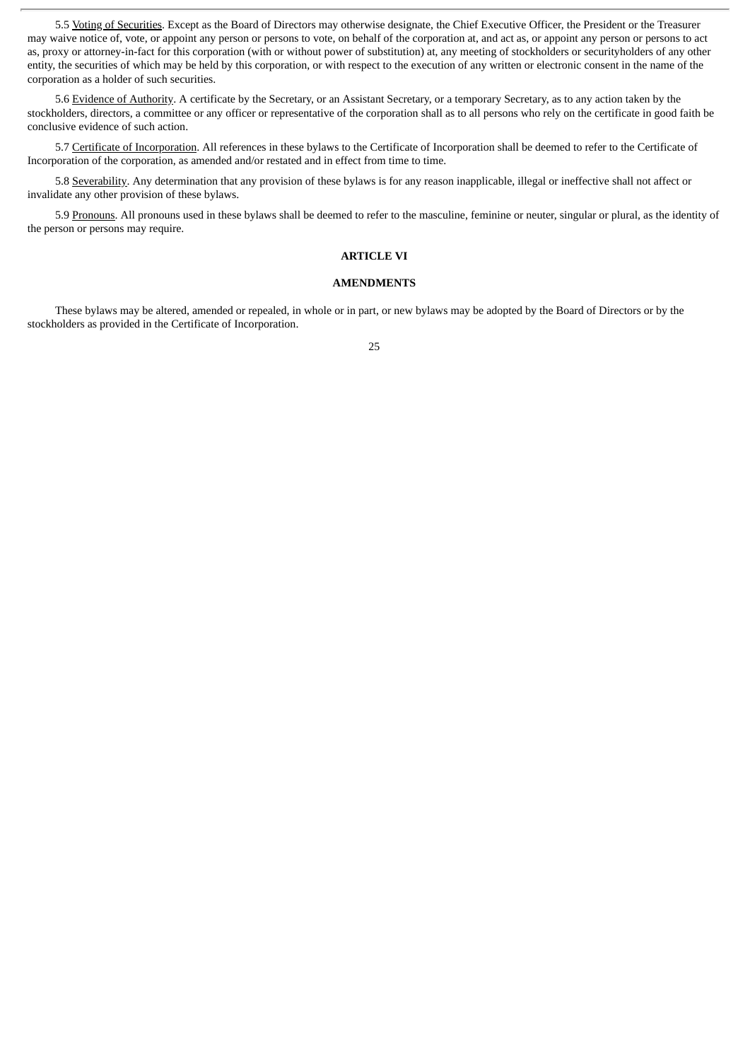5.5 Voting of Securities. Except as the Board of Directors may otherwise designate, the Chief Executive Officer, the President or the Treasurer may waive notice of, vote, or appoint any person or persons to vote, on behalf of the corporation at, and act as, or appoint any person or persons to act as, proxy or attorney-in-fact for this corporation (with or without power of substitution) at, any meeting of stockholders or securityholders of any other entity, the securities of which may be held by this corporation, or with respect to the execution of any written or electronic consent in the name of the corporation as a holder of such securities.

5.6 Evidence of Authority. A certificate by the Secretary, or an Assistant Secretary, or a temporary Secretary, as to any action taken by the stockholders, directors, a committee or any officer or representative of the corporation shall as to all persons who rely on the certificate in good faith be conclusive evidence of such action.

5.7 Certificate of Incorporation. All references in these bylaws to the Certificate of Incorporation shall be deemed to refer to the Certificate of Incorporation of the corporation, as amended and/or restated and in effect from time to time.

5.8 Severability. Any determination that any provision of these bylaws is for any reason inapplicable, illegal or ineffective shall not affect or invalidate any other provision of these bylaws.

5.9 Pronouns. All pronouns used in these bylaws shall be deemed to refer to the masculine, feminine or neuter, singular or plural, as the identity of the person or persons may require.

## ARTICLE VI

## AMENDMENTS

These bylaws may be altered, amended or repealed, in whole or in part, or new bylaws may be adopted by the Board of Directors or by the stockholders as provided in the Certificate of Incorporation.